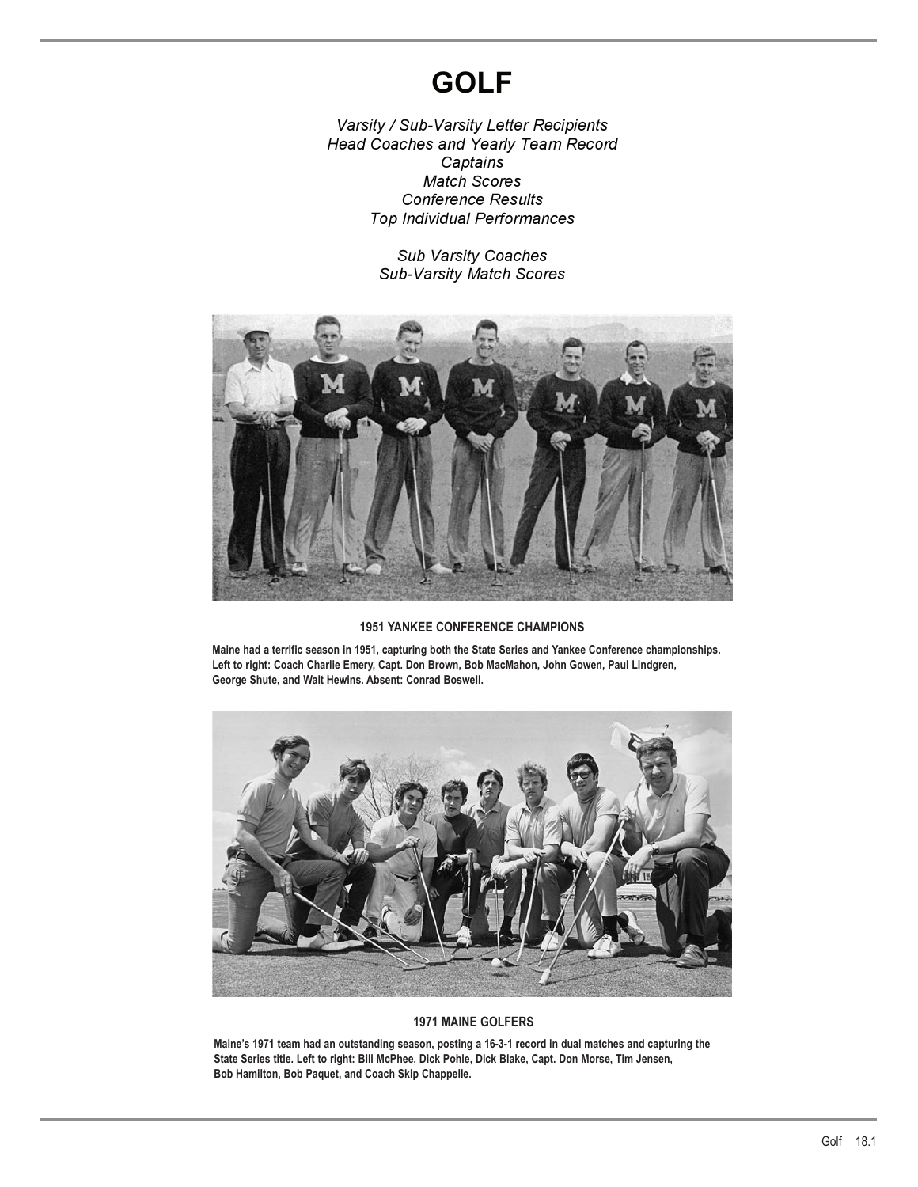# GOLF

*Varsity / Sub-Varsity Letter Recipients*
*Head Coaches and Yearly Team Record*
*Captains*
*Match Scores*
*Conference Results*
*Top Individual Performances*

*Sub Varsity Coaches*
*Sub-Varsity Match Scores*

**1951 YANKEE CONFERENCE CHAMPIONS**

**Maine had a terrific season in 1951, capturing both the State Series and Yankee Conference championships. Left to right: Coach Charlie Emery, Capt. Don Brown, Bob MacMahon, John Gowen, Paul Lindgren, George Shute, and Walt Hewins. Absent: Conrad Boswell.**

**1971 MAINE GOLFERS**

**Maine's 1971 team had an outstanding season, posting a 16-3-1 record in dual matches and capturing the State Series title. Left to right: Bill McPhee, Dick Pohle, Dick Blake, Capt. Don Morse, Tim Jensen, Bob Hamilton, Bob Paquet, and Coach Skip Chappelle.**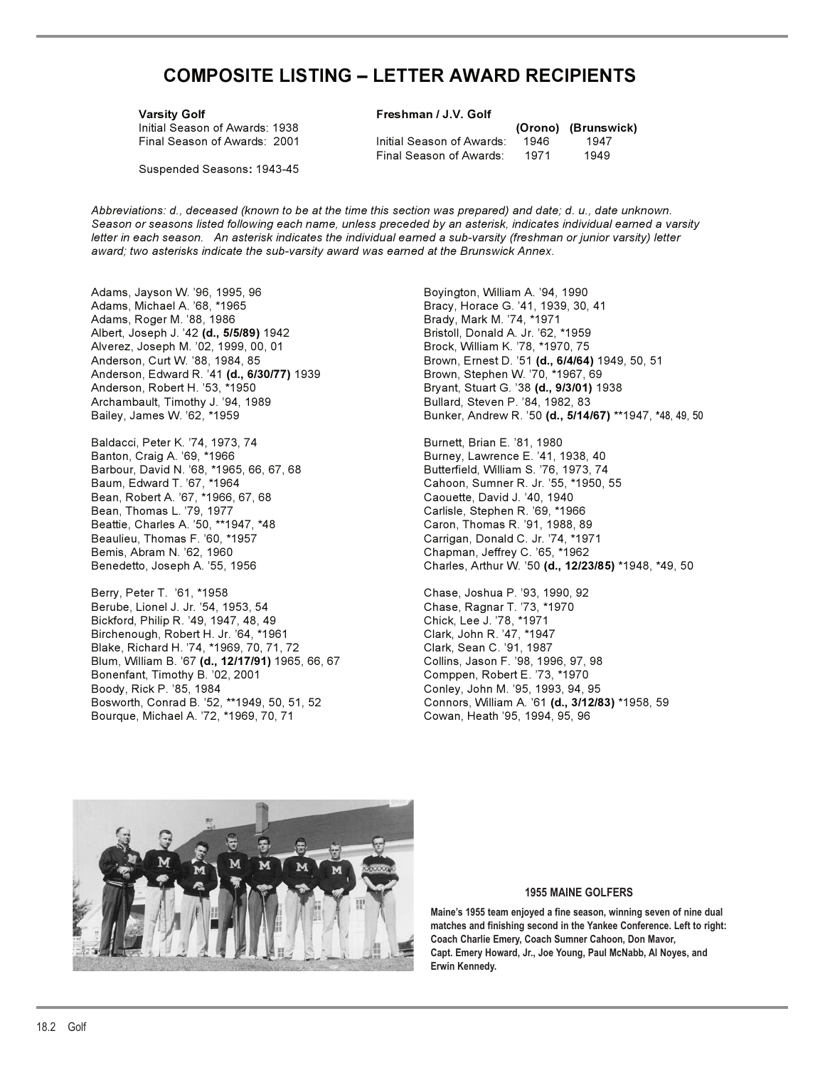# COMPOSITE LISTING – LETTER AWARD RECIPIENTS

**Varsity Golf**
Initial Season of Awards: 1938
Final Season of Awards: 2001

Suspended Seasons**:** 1943-45

**Freshman / J.V. Golf**

| | (Orono) | (Brunswick) |
|---|---|---|
| Initial Season of Awards: | 1946 | 1947 |
| Final Season of Awards: | 1971 | 1949 |

*Abbreviations: d., deceased (known to be at the time this section was prepared) and date; d. u., date unknown. Season or seasons listed following each name, unless preceded by an asterisk, indicates individual earned a varsity letter in each season. An asterisk indicates the individual earned a sub-varsity (freshman or junior varsity) letter award; two asterisks indicate the sub-varsity award was earned at the Brunswick Annex.*

Adams, Jayson W. '96, 1995, 96
Adams, Michael A. '68, *1965
Adams, Roger M. '88, 1986
Albert, Joseph J. '42 **(d., 5/5/89)** 1942
Alverez, Joseph M. '02, 1999, 00, 01
Anderson, Curt W. '88, 1984, 85
Anderson, Edward R. '41 **(d., 6/30/77)** 1939
Anderson, Robert H. '53, *1950
Archambault, Timothy J. '94, 1989
Bailey, James W. '62, *1959

Baldacci, Peter K. '74, 1973, 74
Banton, Craig A. '69, *1966
Barbour, David N. '68, *1965, 66, 67, 68
Baum, Edward T. '67, *1964
Bean, Robert A. '67, *1966, 67, 68
Bean, Thomas L. '79, 1977
Beattie, Charles A. '50, **1947, *48
Beaulieu, Thomas F. '60, *1957
Bemis, Abram N. '62, 1960
Benedetto, Joseph A. '55, 1956

Berry, Peter T. '61, *1958
Berube, Lionel J. Jr. '54, 1953, 54
Bickford, Philip R. '49, 1947, 48, 49
Birchenough, Robert H. Jr. '64, *1961
Blake, Richard H. '74, *1969, 70, 71, 72
Blum, William B. '67 **(d., 12/17/91)** 1965, 66, 67
Bonenfant, Timothy B. '02, 2001
Boody, Rick P. '85, 1984
Bosworth, Conrad B. '52, **1949, 50, 51, 52
Bourque, Michael A. '72, *1969, 70, 71

Boyington, William A. '94, 1990
Bracy, Horace G. '41, 1939, 30, 41
Brady, Mark M. '74, *1971
Bristoll, Donald A. Jr. '62, *1959
Brock, William K. '78, *1970, 75
Brown, Ernest D. '51 **(d., 6/4/64)** 1949, 50, 51
Brown, Stephen W. '70, *1967, 69
Bryant, Stuart G. '38 **(d., 9/3/01)** 1938
Bullard, Steven P. '84, 1982, 83
Bunker, Andrew R. '50 **(d., 5/14/67)** **1947, *48, 49, 50

Burnett, Brian E. '81, 1980
Burney, Lawrence E. '41, 1938, 40
Butterfield, William S. '76, 1973, 74
Cahoon, Sumner R. Jr. '55, *1950, 55
Caouette, David J. '40, 1940
Carlisle, Stephen R. '69, *1966
Caron, Thomas R. '91, 1988, 89
Carrigan, Donald C. Jr. '74, *1971
Chapman, Jeffrey C. '65, *1962
Charles, Arthur W. '50 **(d., 12/23/85)** *1948, *49, 50

Chase, Joshua P. '93, 1990, 92
Chase, Ragnar T. '73, *1970
Chick, Lee J. '78, *1971
Clark, John R. '47, *1947
Clark, Sean C. '91, 1987
Collins, Jason F. '98, 1996, 97, 98
Comppen, Robert E. '73, *1970
Conley, John M. '95, 1993, 94, 95
Connors, William A. '61 **(d., 3/12/83)** *1958, 59
Cowan, Heath '95, 1994, 95, 96

**1955 MAINE GOLFERS**

**Maine's 1955 team enjoyed a fine season, winning seven of nine dual matches and finishing second in the Yankee Conference. Left to right: Coach Charlie Emery, Coach Sumner Cahoon, Don Mavor, Capt. Emery Howard, Jr., Joe Young, Paul McNabb, Al Noyes, and Erwin Kennedy.**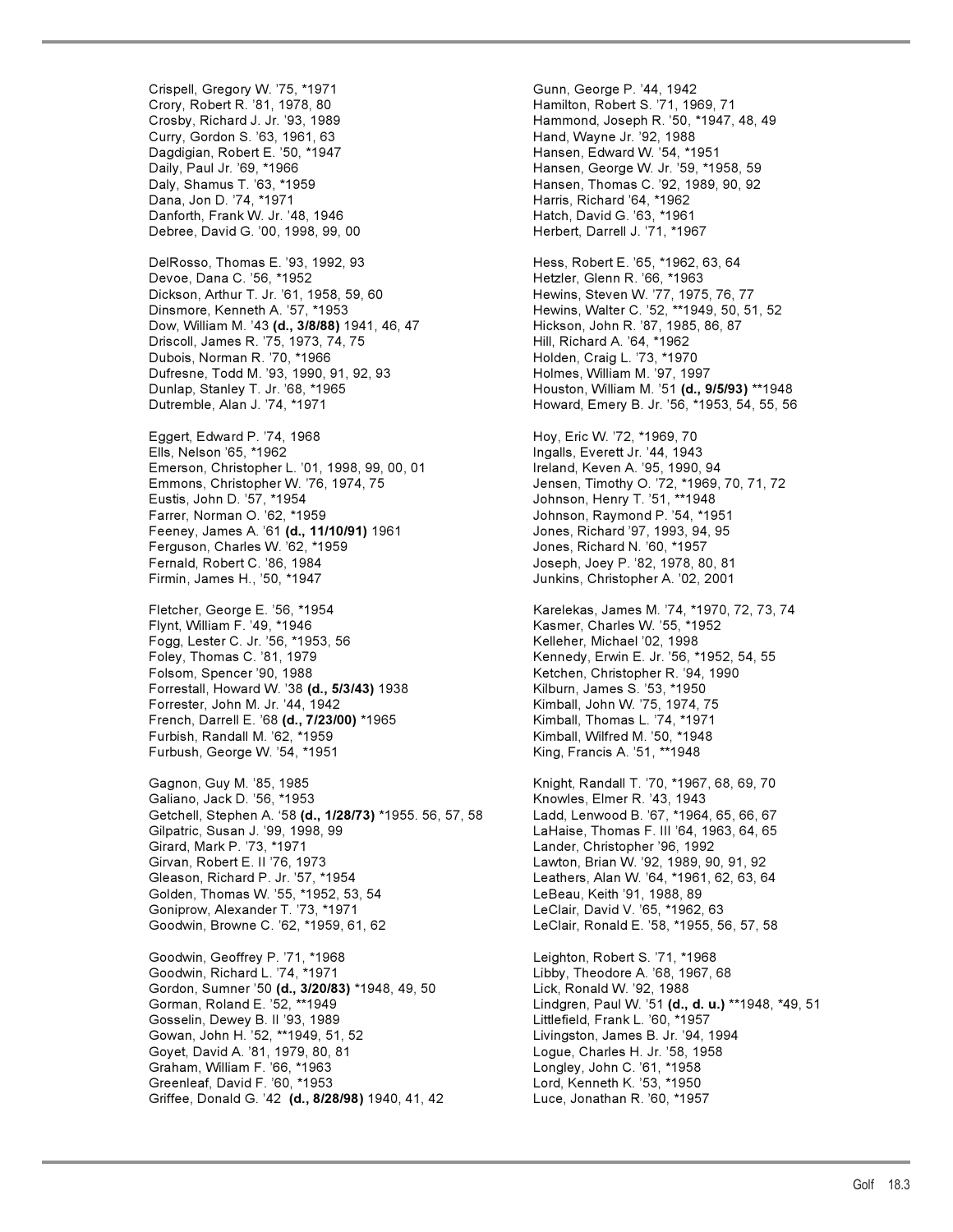Crispell, Gregory W. ’75, *1971
Crory, Robert R. ’81, 1978, 80
Crosby, Richard J. Jr. ’93, 1989
Curry, Gordon S. ’63, 1961, 63
Dagdigian, Robert E. ’50, *1947
Daily, Paul Jr. ’69, *1966
Daly, Shamus T. ’63, *1959
Dana, Jon D. ’74, *1971
Danforth, Frank W. Jr. ’48, 1946
Debree, David G. ’00, 1998, 99, 00

DelRosso, Thomas E. ’93, 1992, 93
Devoe, Dana C. ’56, *1952
Dickson, Arthur T. Jr. ’61, 1958, 59, 60
Dinsmore, Kenneth A. ’57, *1953
Dow, William M. ’43 **(d., 3/8/88)** 1941, 46, 47
Driscoll, James R. ’75, 1973, 74, 75
Dubois, Norman R. ’70, *1966
Dufresne, Todd M. ’93, 1990, 91, 92, 93
Dunlap, Stanley T. Jr. ’68, *1965
Dutremble, Alan J. ’74, *1971

Eggert, Edward P. ’74, 1968
Ells, Nelson ’65, *1962
Emerson, Christopher L. ’01, 1998, 99, 00, 01
Emmons, Christopher W. ’76, 1974, 75
Eustis, John D. ’57, *1954
Farrer, Norman O. ’62, *1959
Feeney, James A. ’61 **(d., 11/10/91)** 1961
Ferguson, Charles W. ’62, *1959
Fernald, Robert C. ’86, 1984
Firmin, James H., ’50, *1947

Fletcher, George E. ’56, *1954
Flynt, William F. ’49, *1946
Fogg, Lester C. Jr. ’56, *1953, 56
Foley, Thomas C. ’81, 1979
Folsom, Spencer ’90, 1988
Forrestall, Howard W. ’38 **(d., 5/3/43)** 1938
Forrester, John M. Jr. ’44, 1942
French, Darrell E. ’68 **(d., 7/23/00)** *1965
Furbish, Randall M. ’62, *1959
Furbush, George W. ’54, *1951

Gagnon, Guy M. ’85, 1985
Galiano, Jack D. ’56, *1953
Getchell, Stephen A. ‘58 **(d., 1/28/73)** *1955. 56, 57, 58
Gilpatric, Susan J. ’99, 1998, 99
Girard, Mark P. ’73, *1971
Girvan, Robert E. II ’76, 1973
Gleason, Richard P. Jr. ’57, *1954
Golden, Thomas W. ’55, *1952, 53, 54
Goniprow, Alexander T. ’73, *1971
Goodwin, Browne C. ’62, *1959, 61, 62

Goodwin, Geoffrey P. ’71, *1968
Goodwin, Richard L. ’74, *1971
Gordon, Sumner ’50 **(d., 3/20/83)** *1948, 49, 50
Gorman, Roland E. ’52, **1949
Gosselin, Dewey B. II ’93, 1989
Gowan, John H. ’52, **1949, 51, 52
Goyet, David A. ’81, 1979, 80, 81
Graham, William F. ’66, *1963
Greenleaf, David F. ’60, *1953
Griffee, Donald G. ’42 **(d., 8/28/98)** 1940, 41, 42

Gunn, George P. ’44, 1942
Hamilton, Robert S. ’71, 1969, 71
Hammond, Joseph R. ’50, *1947, 48, 49
Hand, Wayne Jr. ’92, 1988
Hansen, Edward W. ’54, *1951
Hansen, George W. Jr. ’59, *1958, 59
Hansen, Thomas C. ’92, 1989, 90, 92
Harris, Richard ’64, *1962
Hatch, David G. ’63, *1961
Herbert, Darrell J. ’71, *1967

Hess, Robert E. ’65, *1962, 63, 64
Hetzler, Glenn R. ’66, *1963
Hewins, Steven W. ’77, 1975, 76, 77
Hewins, Walter C. ’52, **1949, 50, 51, 52
Hickson, John R. ’87, 1985, 86, 87
Hill, Richard A. ’64, *1962
Holden, Craig L. ’73, *1970
Holmes, William M. ’97, 1997
Houston, William M. ’51 **(d., 9/5/93)** **1948
Howard, Emery B. Jr. ’56, *1953, 54, 55, 56

Hoy, Eric W. ’72, *1969, 70
Ingalls, Everett Jr. ’44, 1943
Ireland, Keven A. ’95, 1990, 94
Jensen, Timothy O. ’72, *1969, 70, 71, 72
Johnson, Henry T. ’51, **1948
Johnson, Raymond P. ’54, *1951
Jones, Richard ’97, 1993, 94, 95
Jones, Richard N. ’60, *1957
Joseph, Joey P. ’82, 1978, 80, 81
Junkins, Christopher A. ’02, 2001

Karelekas, James M. ’74, *1970, 72, 73, 74
Kasmer, Charles W. ’55, *1952
Kelleher, Michael ’02, 1998
Kennedy, Erwin E. Jr. ’56, *1952, 54, 55
Ketchen, Christopher R. ’94, 1990
Kilburn, James S. ’53, *1950
Kimball, John W. ’75, 1974, 75
Kimball, Thomas L. ’74, *1971
Kimball, Wilfred M. ’50, *1948
King, Francis A. ’51, **1948

Knight, Randall T. ’70, *1967, 68, 69, 70
Knowles, Elmer R. ’43, 1943
Ladd, Lenwood B. ’67, *1964, 65, 66, 67
LaHaise, Thomas F. III ’64, 1963, 64, 65
Lander, Christopher ’96, 1992
Lawton, Brian W. ’92, 1989, 90, 91, 92
Leathers, Alan W. ’64, *1961, 62, 63, 64
LeBeau, Keith ’91, 1988, 89
LeClair, David V. ’65, *1962, 63
LeClair, Ronald E. ’58, *1955, 56, 57, 58

Leighton, Robert S. ’71, *1968
Libby, Theodore A. ’68, 1967, 68
Lick, Ronald W. ’92, 1988
Lindgren, Paul W. ’51 **(d., d. u.)** **1948, *49, 51
Littlefield, Frank L. ’60, *1957
Livingston, James B. Jr. ’94, 1994
Logue, Charles H. Jr. ’58, 1958
Longley, John C. ’61, *1958
Lord, Kenneth K. ’53, *1950
Luce, Jonathan R. ’60, *1957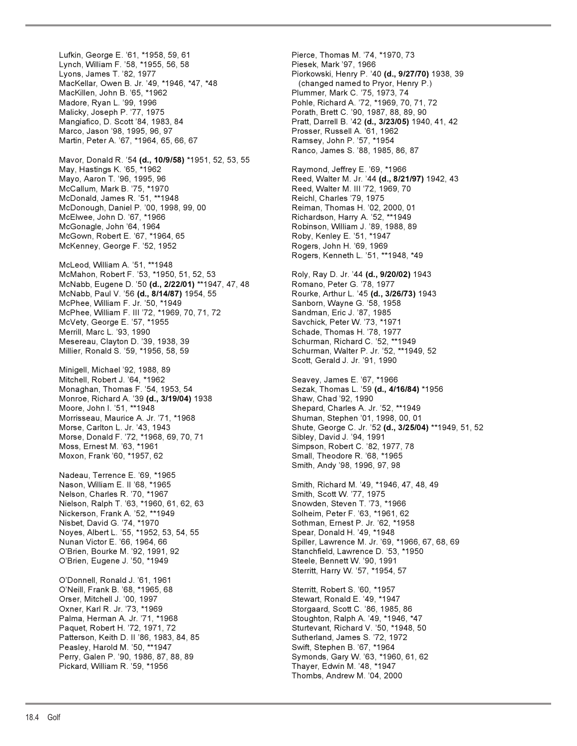Lufkin, George E. '61, *1958, 59, 61
Lynch, William F. '58, *1955, 56, 58
Lyons, James T. '82, 1977
MacKellar, Owen B. Jr. '49, *1946, *47, *48
MacKillen, John B. '65, *1962
Madore, Ryan L. '99, 1996
Malicky, Joseph P. '77, 1975
Mangiafico, D. Scott '84, 1983, 84
Marco, Jason '98, 1995, 96, 97
Martin, Peter A. '67, *1964, 65, 66, 67

Mavor, Donald R. '54 **(d., 10/9/58)** *1951, 52, 53, 55
May, Hastings K. '65, *1962
Mayo, Aaron T. '96, 1995, 96
McCallum, Mark B. '75, *1970
McDonald, James R. '51, **1948
McDonough, Daniel P. '00, 1998, 99, 00
McElwee, John D. '67, *1966
McGonagle, John '64, 1964
McGown, Robert E. '67, *1964, 65
McKenney, George F. '52, 1952

McLeod, William A. '51, **1948
McMahon, Robert F. '53, *1950, 51, 52, 53
McNabb, Eugene D. '50 **(d., 2/22/01)** **1947, 47, 48
McNabb, Paul V. '56 **(d., 8/14/87)** 1954, 55
McPhee, William F. Jr. '50, *1949
McPhee, William F. III '72, *1969, 70, 71, 72
McVety, George E. '57, *1955
Merrill, Marc L. '93, 1990
Mesereau, Clayton D. '39, 1938, 39
Millier, Ronald S. '59, *1956, 58, 59

Minigell, Michael '92, 1988, 89
Mitchell, Robert J. '64, *1962
Monaghan, Thomas F. '54, 1953, 54
Monroe, Richard A. '39 **(d., 3/19/04)** 1938
Moore, John I. '51, **1948
Morrisseau, Maurice A. Jr. '71, *1968
Morse, Carlton L. Jr. '43, 1943
Morse, Donald F. '72, *1968, 69, 70, 71
Moss, Ernest M. '63, *1961
Moxon, Frank '60, *1957, 62

Nadeau, Terrence E. '69, *1965
Nason, William E. II '68, *1965
Nelson, Charles R. '70, *1967
Nielson, Ralph T. '63, *1960, 61, 62, 63
Nickerson, Frank A. '52, **1949
Nisbet, David G. '74, *1970
Noyes, Albert L. '55, *1952, 53, 54, 55
Nunan Victor E. '66, 1964, 66
O'Brien, Bourke M. '92, 1991, 92
O'Brien, Eugene J. '50, *1949

O'Donnell, Ronald J. '61, 1961
O'Neill, Frank B. '68, *1965, 68
Orser, Mitchell J. '00, 1997
Oxner, Karl R. Jr. '73, *1969
Palma, Herman A. Jr. '71, *1968
Paquet, Robert H. '72, 1971, 72
Patterson, Keith D. II '86, 1983, 84, 85
Peasley, Harold M. '50, **1947
Perry, Galen P. '90, 1986, 87, 88, 89
Pickard, William R. '59, *1956

Pierce, Thomas M. '74, *1970, 73
Piesek, Mark '97, 1966
Piorkowski, Henry P. '40 **(d., 9/27/70)** 1938, 39
(changed named to Pryor, Henry P.)
Plummer, Mark C. '75, 1973, 74
Pohle, Richard A. '72, *1969, 70, 71, 72
Porath, Brett C. '90, 1987, 88, 89, 90
Pratt, Darrell B. '42 **(d., 3/23/05)** 1940, 41, 42
Prosser, Russell A. '61, 1962
Ramsey, John P. '57, *1954
Ranco, James S. '88, 1985, 86, 87

Raymond, Jeffrey E. '69, *1966
Reed, Walter M. Jr. '44 **(d., 8/21/97)** 1942, 43
Reed, Walter M. III '72, 1969, 70
Reichl, Charles '79, 1975
Reiman, Thomas H. '02, 2000, 01
Richardson, Harry A. '52, **1949
Robinson, William J. '89, 1988, 89
Roby, Kenley E. '51, *1947
Rogers, John H. '69, 1969
Rogers, Kenneth L. '51, **1948, *49

Roly, Ray D. Jr. '44 **(d., 9/20/02)** 1943
Romano, Peter G. '78, 1977
Rourke, Arthur L. '45 **(d., 3/26/73)** 1943
Sanborn, Wayne G. '58, 1958
Sandman, Eric J. '87, 1985
Savchick, Peter W. '73, *1971
Schade, Thomas H. '78, 1977
Schurman, Richard C. '52, **1949
Schurman, Walter P. Jr. '52, **1949, 52
Scott, Gerald J. Jr. '91, 1990

Seavey, James E. '67, *1966
Sezak, Thomas L. '59 **(d., 4/16/84)** *1956
Shaw, Chad '92, 1990
Shepard, Charles A. Jr. '52, **1949
Shuman, Stephen '01, 1998, 00, 01
Shute, George C. Jr. '52 **(d., 3/25/04)** **1949, 51, 52
Sibley, David J. '94, 1991
Simpson, Robert C. '82, 1977, 78
Small, Theodore R. '68, *1965
Smith, Andy '98, 1996, 97, 98

Smith, Richard M. '49, *1946, 47, 48, 49
Smith, Scott W. '77, 1975
Snowden, Steven T. '73, *1966
Solheim, Peter F. '63, *1961, 62
Sothman, Ernest P. Jr. '62, *1958
Spear, Donald H. '49, *1948
Spiller, Lawrence M. Jr. '69, *1966, 67, 68, 69
Stanchfield, Lawrence D. '53, *1950
Steele, Bennett W. '90, 1991
Sterritt, Harry W. '57, *1954, 57

Sterritt, Robert S. '60, *1957
Stewart, Ronald E. '49, *1947
Storgaard, Scott C. '86, 1985, 86
Stoughton, Ralph A. '49, *1946, *47
Sturtevant, Richard V. '50, *1948, 50
Sutherland, James S. '72, 1972
Swift, Stephen B. '67, *1964
Symonds, Gary W. '63, *1960, 61, 62
Thayer, Edwin M. '48, *1947
Thombs, Andrew M. '04, 2000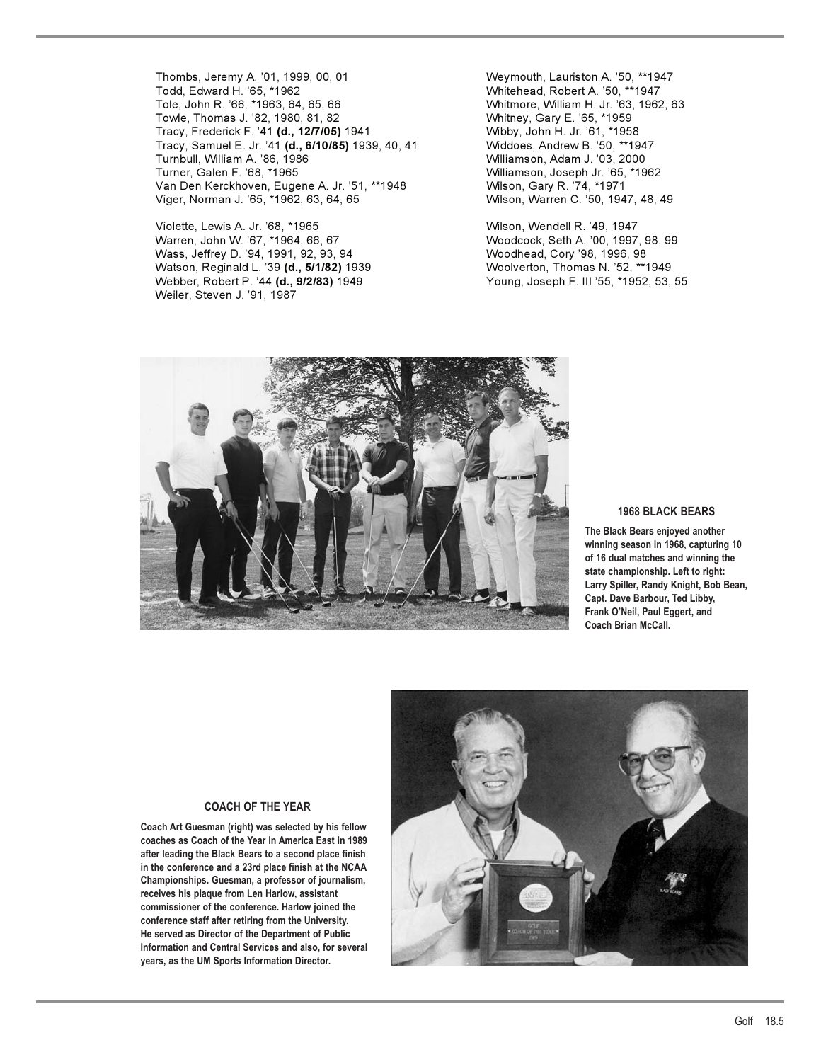Thombs, Jeremy A. '01, 1999, 00, 01
Todd, Edward H. '65, *1962
Tole, John R. '66, *1963, 64, 65, 66
Towle, Thomas J. '82, 1980, 81, 82
Tracy, Frederick F. '41 **(d., 12/7/05)** 1941
Tracy, Samuel E. Jr. '41 **(d., 6/10/85)** 1939, 40, 41
Turnbull, William A. '86, 1986
Turner, Galen F. '68, *1965
Van Den Kerckhoven, Eugene A. Jr. '51, **1948
Viger, Norman J. '65, *1962, 63, 64, 65

Violette, Lewis A. Jr. '68, *1965
Warren, John W. '67, *1964, 66, 67
Wass, Jeffrey D. '94, 1991, 92, 93, 94
Watson, Reginald L. '39 **(d., 5/1/82)** 1939
Webber, Robert P. '44 **(d., 9/2/83)** 1949
Weiler, Steven J. '91, 1987

Weymouth, Lauriston A. '50, **1947
Whitehead, Robert A. '50, **1947
Whitmore, William H. Jr. '63, 1962, 63
Whitney, Gary E. '65, *1959
Wibby, John H. Jr. '61, *1958
Widdoes, Andrew B. '50, **1947
Williamson, Adam J. '03, 2000
Williamson, Joseph Jr. '65, *1962
Wilson, Gary R. '74, *1971
Wilson, Warren C. '50, 1947, 48, 49

Wilson, Wendell R. '49, 1947
Woodcock, Seth A. '00, 1997, 98, 99
Woodhead, Cory '98, 1996, 98
Woolverton, Thomas N. '52, **1949
Young, Joseph F. III '55, *1952, 53, 55

**1968 BLACK BEARS**

**The Black Bears enjoyed another winning season in 1968, capturing 10 of 16 dual matches and winning the state championship. Left to right: Larry Spiller, Randy Knight, Bob Bean, Capt. Dave Barbour, Ted Libby, Frank O'Neil, Paul Eggert, and Coach Brian McCall.**

**COACH OF THE YEAR**

**Coach Art Guesman (right) was selected by his fellow coaches as Coach of the Year in America East in 1989 after leading the Black Bears to a second place finish in the conference and a 23rd place finish at the NCAA Championships. Guesman, a professor of journalism, receives his plaque from Len Harlow, assistant commissioner of the conference. Harlow joined the conference staff after retiring from the University. He served as Director of the Department of Public Information and Central Services and also, for several years, as the UM Sports Information Director.**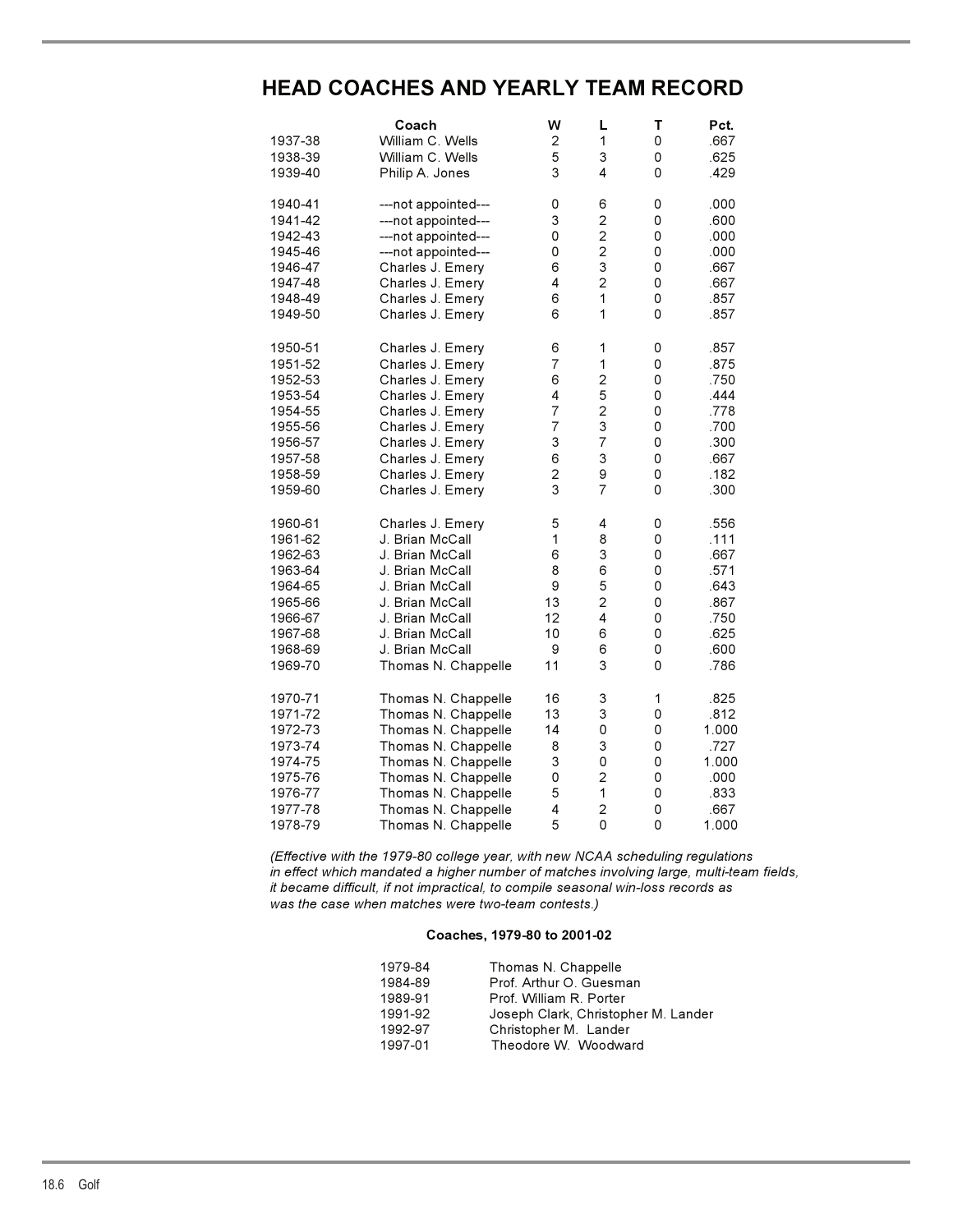# HEAD COACHES AND YEARLY TEAM RECORD

| | Coach | W | L | T | Pct. |
|---|---|---|---|---|---|
| 1937-38 | William C. Wells | 2 | 1 | 0 | .667 |
| 1938-39 | William C. Wells | 5 | 3 | 0 | .625 |
| 1939-40 | Philip A. Jones | 3 | 4 | 0 | .429 |
| 1940-41 | ---not appointed--- | 0 | 6 | 0 | .000 |
| 1941-42 | ---not appointed--- | 3 | 2 | 0 | .600 |
| 1942-43 | ---not appointed--- | 0 | 2 | 0 | .000 |
| 1945-46 | ---not appointed--- | 0 | 2 | 0 | .000 |
| 1946-47 | Charles J. Emery | 6 | 3 | 0 | .667 |
| 1947-48 | Charles J. Emery | 4 | 2 | 0 | .667 |
| 1948-49 | Charles J. Emery | 6 | 1 | 0 | .857 |
| 1949-50 | Charles J. Emery | 6 | 1 | 0 | .857 |
| 1950-51 | Charles J. Emery | 6 | 1 | 0 | .857 |
| 1951-52 | Charles J. Emery | 7 | 1 | 0 | .875 |
| 1952-53 | Charles J. Emery | 6 | 2 | 0 | .750 |
| 1953-54 | Charles J. Emery | 4 | 5 | 0 | .444 |
| 1954-55 | Charles J. Emery | 7 | 2 | 0 | .778 |
| 1955-56 | Charles J. Emery | 7 | 3 | 0 | .700 |
| 1956-57 | Charles J. Emery | 3 | 7 | 0 | .300 |
| 1957-58 | Charles J. Emery | 6 | 3 | 0 | .667 |
| 1958-59 | Charles J. Emery | 2 | 9 | 0 | .182 |
| 1959-60 | Charles J. Emery | 3 | 7 | 0 | .300 |
| 1960-61 | Charles J. Emery | 5 | 4 | 0 | .556 |
| 1961-62 | J. Brian McCall | 1 | 8 | 0 | .111 |
| 1962-63 | J. Brian McCall | 6 | 3 | 0 | .667 |
| 1963-64 | J. Brian McCall | 8 | 6 | 0 | .571 |
| 1964-65 | J. Brian McCall | 9 | 5 | 0 | .643 |
| 1965-66 | J. Brian McCall | 13 | 2 | 0 | .867 |
| 1966-67 | J. Brian McCall | 12 | 4 | 0 | .750 |
| 1967-68 | J. Brian McCall | 10 | 6 | 0 | .625 |
| 1968-69 | J. Brian McCall | 9 | 6 | 0 | .600 |
| 1969-70 | Thomas N. Chappelle | 11 | 3 | 0 | .786 |
| 1970-71 | Thomas N. Chappelle | 16 | 3 | 1 | .825 |
| 1971-72 | Thomas N. Chappelle | 13 | 3 | 0 | .812 |
| 1972-73 | Thomas N. Chappelle | 14 | 0 | 0 | 1.000 |
| 1973-74 | Thomas N. Chappelle | 8 | 3 | 0 | .727 |
| 1974-75 | Thomas N. Chappelle | 3 | 0 | 0 | 1.000 |
| 1975-76 | Thomas N. Chappelle | 0 | 2 | 0 | .000 |
| 1976-77 | Thomas N. Chappelle | 5 | 1 | 0 | .833 |
| 1977-78 | Thomas N. Chappelle | 4 | 2 | 0 | .667 |
| 1978-79 | Thomas N. Chappelle | 5 | 0 | 0 | 1.000 |

*(Effective with the 1979-80 college year, with new NCAA scheduling regulations in effect which mandated a higher number of matches involving large, multi-team fields, it became difficult, if not impractical, to compile seasonal win-loss records as was the case when matches were two-team contests.)*

**Coaches, 1979-80 to 2001-02**

| | |
|---|---|
| 1979-84 | Thomas N. Chappelle |
| 1984-89 | Prof. Arthur O. Guesman |
| 1989-91 | Prof. William R. Porter |
| 1991-92 | Joseph Clark, Christopher M. Lander |
| 1992-97 | Christopher M. Lander |
| 1997-01 | Theodore W. Woodward |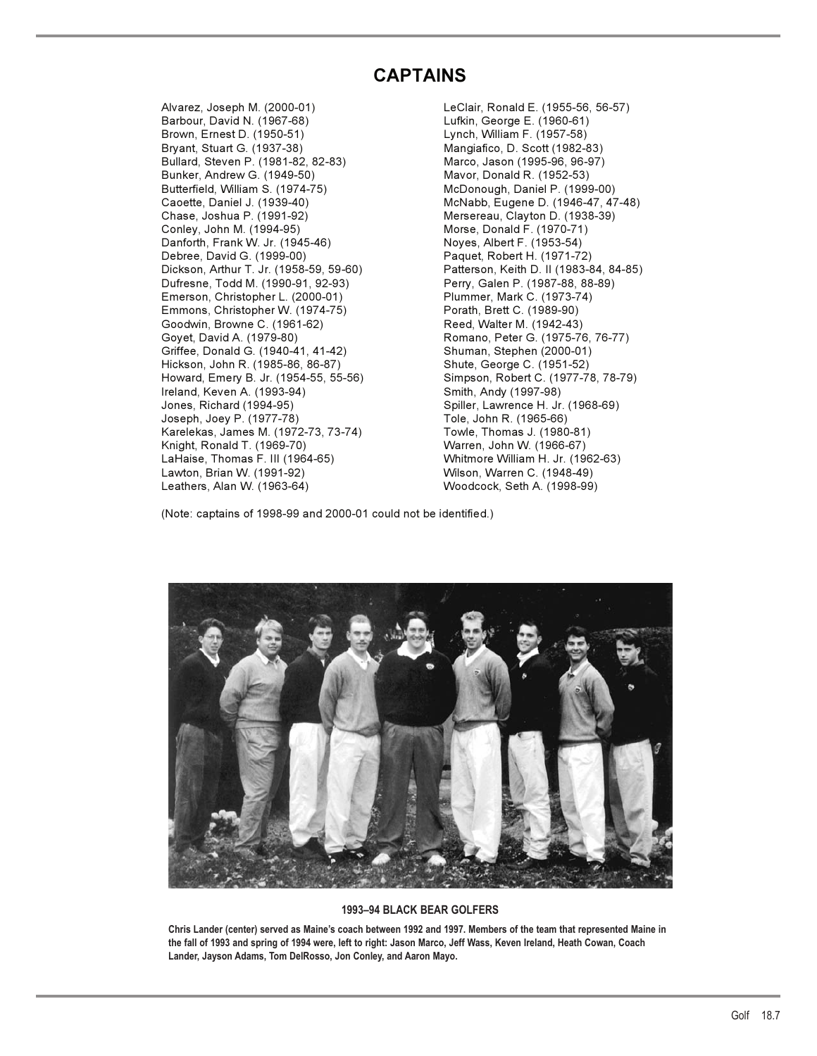# CAPTAINS

Alvarez, Joseph M. (2000-01)
Barbour, David N. (1967-68)
Brown, Ernest D. (1950-51)
Bryant, Stuart G. (1937-38)
Bullard, Steven P. (1981-82, 82-83)
Bunker, Andrew G. (1949-50)
Butterfield, William S. (1974-75)
Caoette, Daniel J. (1939-40)
Chase, Joshua P. (1991-92)
Conley, John M. (1994-95)
Danforth, Frank W. Jr. (1945-46)
Debree, David G. (1999-00)
Dickson, Arthur T. Jr. (1958-59, 59-60)
Dufresne, Todd M. (1990-91, 92-93)
Emerson, Christopher L. (2000-01)
Emmons, Christopher W. (1974-75)
Goodwin, Browne C. (1961-62)
Goyet, David A. (1979-80)
Griffee, Donald G. (1940-41, 41-42)
Hickson, John R. (1985-86, 86-87)
Howard, Emery B. Jr. (1954-55, 55-56)
Ireland, Keven A. (1993-94)
Jones, Richard (1994-95)
Joseph, Joey P. (1977-78)
Karelekas, James M. (1972-73, 73-74)
Knight, Ronald T. (1969-70)
LaHaise, Thomas F. III (1964-65)
Lawton, Brian W. (1991-92)
Leathers, Alan W. (1963-64)
LeClair, Ronald E. (1955-56, 56-57)
Lufkin, George E. (1960-61)
Lynch, William F. (1957-58)
Mangiafico, D. Scott (1982-83)
Marco, Jason (1995-96, 96-97)
Mavor, Donald R. (1952-53)
McDonough, Daniel P. (1999-00)
McNabb, Eugene D. (1946-47, 47-48)
Mersereau, Clayton D. (1938-39)
Morse, Donald F. (1970-71)
Noyes, Albert F. (1953-54)
Paquet, Robert H. (1971-72)
Patterson, Keith D. II (1983-84, 84-85)
Perry, Galen P. (1987-88, 88-89)
Plummer, Mark C. (1973-74)
Porath, Brett C. (1989-90)
Reed, Walter M. (1942-43)
Romano, Peter G. (1975-76, 76-77)
Shuman, Stephen (2000-01)
Shute, George C. (1951-52)
Simpson, Robert C. (1977-78, 78-79)
Smith, Andy (1997-98)
Spiller, Lawrence H. Jr. (1968-69)
Tole, John R. (1965-66)
Towle, Thomas J. (1980-81)
Warren, John W. (1966-67)
Whitmore William H. Jr. (1962-63)
Wilson, Warren C. (1948-49)
Woodcock, Seth A. (1998-99)

(Note: captains of 1998-99 and 2000-01 could not be identified.)

**1993–94 BLACK BEAR GOLFERS**

**Chris Lander (center) served as Maine's coach between 1992 and 1997. Members of the team that represented Maine in the fall of 1993 and spring of 1994 were, left to right: Jason Marco, Jeff Wass, Keven Ireland, Heath Cowan, Coach Lander, Jayson Adams, Tom DelRosso, Jon Conley, and Aaron Mayo.**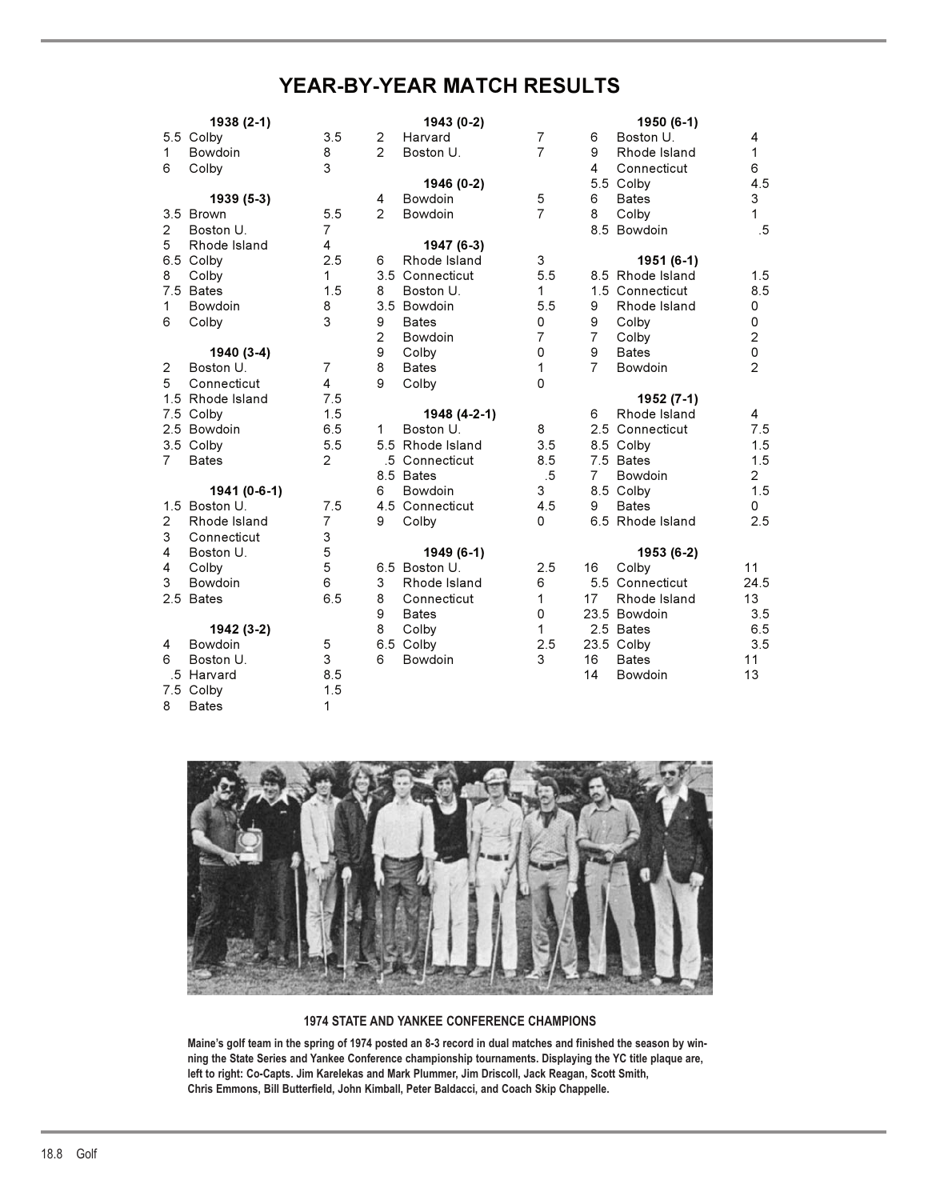# YEAR-BY-YEAR MATCH RESULTS

**1938 (2-1)**

| | | |
|---|---|---|
| 5.5 | Colby | 3.5 |
| 1 | Bowdoin | 8 |
| 6 | Colby | 3 |

**1939 (5-3)**

| | | |
|---|---|---|
| 3.5 | Brown | 5.5 |
| 2 | Boston U. | 7 |
| 5 | Rhode Island | 4 |
| 6.5 | Colby | 2.5 |
| 8 | Colby | 1 |
| 7.5 | Bates | 1.5 |
| 1 | Bowdoin | 8 |
| 6 | Colby | 3 |

**1940 (3-4)**

| | | |
|---|---|---|
| 2 | Boston U. | 7 |
| 5 | Connecticut | 4 |
| 1.5 | Rhode Island | 7.5 |
| 7.5 | Colby | 1.5 |
| 2.5 | Bowdoin | 6.5 |
| 3.5 | Colby | 5.5 |
| 7 | Bates | 2 |

**1941 (0-6-1)**

| | | |
|---|---|---|
| 1.5 | Boston U. | 7.5 |
| 2 | Rhode Island | 7 |
| 3 | Connecticut | 3 |
| 4 | Boston U. | 5 |
| 4 | Colby | 5 |
| 3 | Bowdoin | 6 |
| 2.5 | Bates | 6.5 |

**1942 (3-2)**

| | | |
|---|---|---|
| 4 | Bowdoin | 5 |
| 6 | Boston U. | 3 |
| .5 | Harvard | 8.5 |
| 7.5 | Colby | 1.5 |
| 8 | Bates | 1 |

**1943 (0-2)**

| | | |
|---|---|---|
| 2 | Harvard | 7 |
| 2 | Boston U. | 7 |

**1946 (0-2)**

| | | |
|---|---|---|
| 4 | Bowdoin | 5 |
| 2 | Bowdoin | 7 |

**1947 (6-3)**

| | | |
|---|---|---|
| 6 | Rhode Island | 3 |
| 3.5 | Connecticut | 5.5 |
| 8 | Boston U. | 1 |
| 3.5 | Bowdoin | 5.5 |
| 9 | Bates | 0 |
| 2 | Bowdoin | 7 |
| 9 | Colby | 0 |
| 8 | Bates | 1 |
| 9 | Colby | 0 |

**1948 (4-2-1)**

| | | |
|---|---|---|
| 1 | Boston U. | 8 |
| 5.5 | Rhode Island | 3.5 |
| .5 | Connecticut | 8.5 |
| 8.5 | Bates | .5 |
| 6 | Bowdoin | 3 |
| 4.5 | Connecticut | 4.5 |
| 9 | Colby | 0 |

**1949 (6-1)**

| | | |
|---|---|---|
| 6.5 | Boston U. | 2.5 |
| 3 | Rhode Island | 6 |
| 8 | Connecticut | 1 |
| 9 | Bates | 0 |
| 8 | Colby | 1 |
| 6.5 | Colby | 2.5 |
| 6 | Bowdoin | 3 |

**1950 (6-1)**

| | | |
|---|---|---|
| 6 | Boston U. | 4 |
| 9 | Rhode Island | 1 |
| 4 | Connecticut | 6 |
| 5.5 | Colby | 4.5 |
| 6 | Bates | 3 |
| 8 | Colby | 1 |
| 8.5 | Bowdoin | .5 |

**1951 (6-1)**

| | | |
|---|---|---|
| 8.5 | Rhode Island | 1.5 |
| 1.5 | Connecticut | 8.5 |
| 9 | Rhode Island | 0 |
| 9 | Colby | 0 |
| 7 | Colby | 2 |
| 9 | Bates | 0 |
| 7 | Bowdoin | 2 |

**1952 (7-1)**

| | | |
|---|---|---|
| 6 | Rhode Island | 4 |
| 2.5 | Connecticut | 7.5 |
| 8.5 | Colby | 1.5 |
| 7.5 | Bates | 1.5 |
| 7 | Bowdoin | 2 |
| 8.5 | Colby | 1.5 |
| 9 | Bates | 0 |
| 6.5 | Rhode Island | 2.5 |

**1953 (6-2)**

| | | |
|---|---|---|
| 16 | Colby | 11 |
| 5.5 | Connecticut | 24.5 |
| 17 | Rhode Island | 13 |
| 23.5 | Bowdoin | 3.5 |
| 2.5 | Bates | 6.5 |
| 23.5 | Colby | 3.5 |
| 16 | Bates | 11 |
| 14 | Bowdoin | 13 |

**1974 STATE AND YANKEE CONFERENCE CHAMPIONS**

**Maine's golf team in the spring of 1974 posted an 8-3 record in dual matches and finished the season by winning the State Series and Yankee Conference championship tournaments. Displaying the YC title plaque are, left to right: Co-Capts. Jim Karelekas and Mark Plummer, Jim Driscoll, Jack Reagan, Scott Smith, Chris Emmons, Bill Butterfield, John Kimball, Peter Baldacci, and Coach Skip Chappelle.**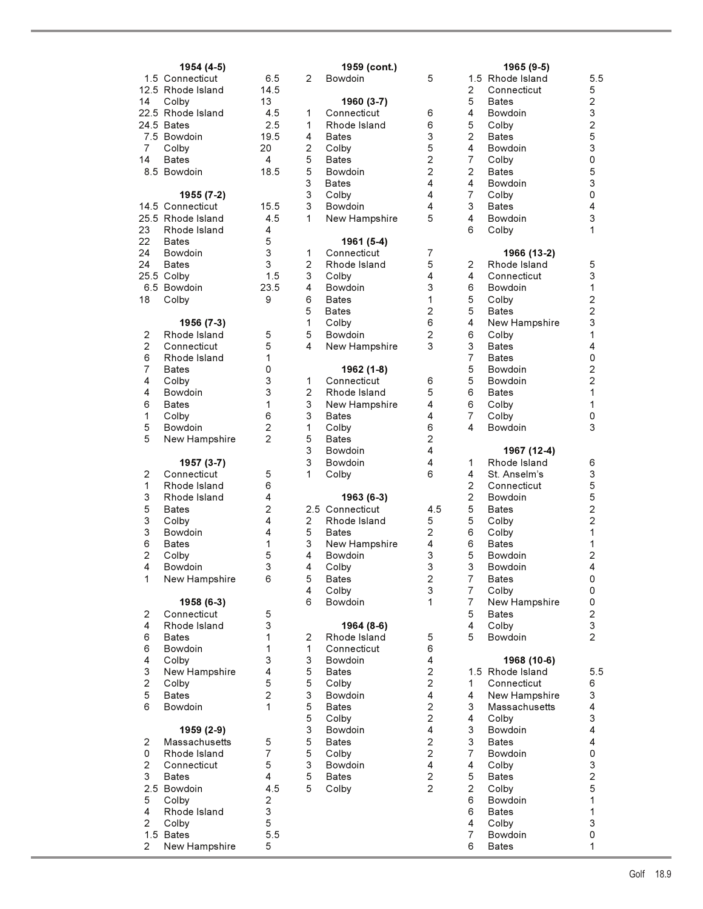**1954 (4-5)**

| | | |
|---|---|---|
| 1.5 | Connecticut | 6.5 |
| 12.5 | Rhode Island | 14.5 |
| 14 | Colby | 13 |
| 22.5 | Rhode Island | 4.5 |
| 24.5 | Bates | 2.5 |
| 7.5 | Bowdoin | 19.5 |
| 7 | Colby | 20 |
| 14 | Bates | 4 |
| 8.5 | Bowdoin | 18.5 |

**1955 (7-2)**

| | | |
|---|---|---|
| 14.5 | Connecticut | 15.5 |
| 25.5 | Rhode Island | 4.5 |
| 23 | Rhode Island | 4 |
| 22 | Bates | 5 |
| 24 | Bowdoin | 3 |
| 24 | Bates | 3 |
| 25.5 | Colby | 1.5 |
| 6.5 | Bowdoin | 23.5 |
| 18 | Colby | 9 |

**1956 (7-3)**

| | | |
|---|---|---|
| 2 | Rhode Island | 5 |
| 2 | Connecticut | 5 |
| 6 | Rhode Island | 1 |
| 7 | Bates | 0 |
| 4 | Colby | 3 |
| 4 | Bowdoin | 3 |
| 6 | Bates | 1 |
| 1 | Colby | 6 |
| 5 | Bowdoin | 2 |
| 5 | New Hampshire | 2 |

**1957 (3-7)**

| | | |
|---|---|---|
| 2 | Connecticut | 5 |
| 1 | Rhode Island | 6 |
| 3 | Rhode Island | 4 |
| 5 | Bates | 2 |
| 3 | Colby | 4 |
| 3 | Bowdoin | 4 |
| 6 | Bates | 1 |
| 2 | Colby | 5 |
| 4 | Bowdoin | 3 |
| 1 | New Hampshire | 6 |

**1958 (6-3)**

| | | |
|---|---|---|
| 2 | Connecticut | 5 |
| 4 | Rhode Island | 3 |
| 6 | Bates | 1 |
| 6 | Bowdoin | 1 |
| 4 | Colby | 3 |
| 3 | New Hampshire | 4 |
| 2 | Colby | 5 |
| 5 | Bates | 2 |
| 6 | Bowdoin | 1 |

**1959 (2-9)**

| | | |
|---|---|---|
| 2 | Massachusetts | 5 |
| 0 | Rhode Island | 7 |
| 2 | Connecticut | 5 |
| 3 | Bates | 4 |
| 2.5 | Bowdoin | 4.5 |
| 5 | Colby | 2 |
| 4 | Rhode Island | 3 |
| 2 | Colby | 5 |
| 1.5 | Bates | 5.5 |
| 2 | New Hampshire | 5 |

**1959 (cont.)**

| | | |
|---|---|---|
| 2 | Bowdoin | 5 |

**1960 (3-7)**

| | | |
|---|---|---|
| 1 | Connecticut | 6 |
| 1 | Rhode Island | 6 |
| 4 | Bates | 3 |
| 2 | Colby | 5 |
| 5 | Bates | 2 |
| 5 | Bowdoin | 2 |
| 3 | Bates | 4 |
| 3 | Colby | 4 |
| 3 | Bowdoin | 4 |
| 1 | New Hampshire | 5 |

**1961 (5-4)**

| | | |
|---|---|---|
| 1 | Connecticut | 7 |
| 2 | Rhode Island | 5 |
| 3 | Colby | 4 |
| 4 | Bowdoin | 3 |
| 6 | Bates | 1 |
| 5 | Bates | 2 |
| 1 | Colby | 6 |
| 5 | Bowdoin | 2 |
| 4 | New Hampshire | 3 |

**1962 (1-8)**

| | | |
|---|---|---|
| 1 | Connecticut | 6 |
| 2 | Rhode Island | 5 |
| 3 | New Hampshire | 4 |
| 3 | Bates | 4 |
| 1 | Colby | 6 |
| 5 | Bates | 2 |
| 3 | Bowdoin | 4 |
| 3 | Bowdoin | 4 |
| 1 | Colby | 6 |

**1963 (6-3)**

| | | |
|---|---|---|
| 2.5 | Connecticut | 4.5 |
| 2 | Rhode Island | 5 |
| 5 | Bates | 2 |
| 3 | New Hampshire | 4 |
| 4 | Bowdoin | 3 |
| 4 | Colby | 3 |
| 5 | Bates | 2 |
| 4 | Colby | 3 |
| 6 | Bowdoin | 1 |

**1964 (8-6)**

| | | |
|---|---|---|
| 2 | Rhode Island | 5 |
| 1 | Connecticut | 6 |
| 3 | Bowdoin | 4 |
| 5 | Bates | 2 |
| 5 | Colby | 2 |
| 3 | Bowdoin | 4 |
| 5 | Bates | 2 |
| 5 | Colby | 2 |
| 3 | Bowdoin | 4 |
| 5 | Bates | 2 |
| 5 | Colby | 2 |
| 3 | Bowdoin | 4 |
| 5 | Bates | 2 |
| 5 | Colby | 2 |

**1965 (9-5)**

| | | |
|---|---|---|
| 1.5 | Rhode Island | 5.5 |
| 2 | Connecticut | 5 |
| 5 | Bates | 2 |
| 4 | Bowdoin | 3 |
| 5 | Colby | 2 |
| 2 | Bates | 5 |
| 4 | Bowdoin | 3 |
| 7 | Colby | 0 |
| 2 | Bates | 5 |
| 4 | Bowdoin | 3 |
| 7 | Colby | 0 |
| 3 | Bates | 4 |
| 4 | Bowdoin | 3 |
| 6 | Colby | 1 |

**1966 (13-2)**

| | | |
|---|---|---|
| 2 | Rhode Island | 5 |
| 4 | Connecticut | 3 |
| 6 | Bowdoin | 1 |
| 5 | Colby | 2 |
| 5 | Bates | 2 |
| 4 | New Hampshire | 3 |
| 6 | Colby | 1 |
| 3 | Bates | 4 |
| 7 | Bates | 0 |
| 5 | Bowdoin | 2 |
| 5 | Bowdoin | 2 |
| 6 | Bates | 1 |
| 6 | Colby | 1 |
| 7 | Colby | 0 |
| 4 | Bowdoin | 3 |

**1967 (12-4)**

| | | |
|---|---|---|
| 1 | Rhode Island | 6 |
| 4 | St. Anselm's | 3 |
| 2 | Connecticut | 5 |
| 2 | Bowdoin | 5 |
| 5 | Bates | 2 |
| 5 | Colby | 2 |
| 6 | Colby | 1 |
| 6 | Bates | 1 |
| 5 | Bowdoin | 2 |
| 3 | Bowdoin | 4 |
| 7 | Bates | 0 |
| 7 | Colby | 0 |
| 7 | New Hampshire | 0 |
| 5 | Bates | 2 |
| 4 | Colby | 3 |
| 5 | Bowdoin | 2 |

**1968 (10-6)**

| | | |
|---|---|---|
| 1.5 | Rhode Island | 5.5 |
| 1 | Connecticut | 6 |
| 4 | New Hampshire | 3 |
| 3 | Massachusetts | 4 |
| 4 | Colby | 3 |
| 3 | Bowdoin | 4 |
| 3 | Bates | 4 |
| 7 | Bowdoin | 0 |
| 4 | Colby | 3 |
| 5 | Bates | 2 |
| 2 | Colby | 5 |
| 6 | Bowdoin | 1 |
| 6 | Bates | 1 |
| 4 | Colby | 3 |
| 7 | Bowdoin | 0 |
| 6 | Bates | 1 |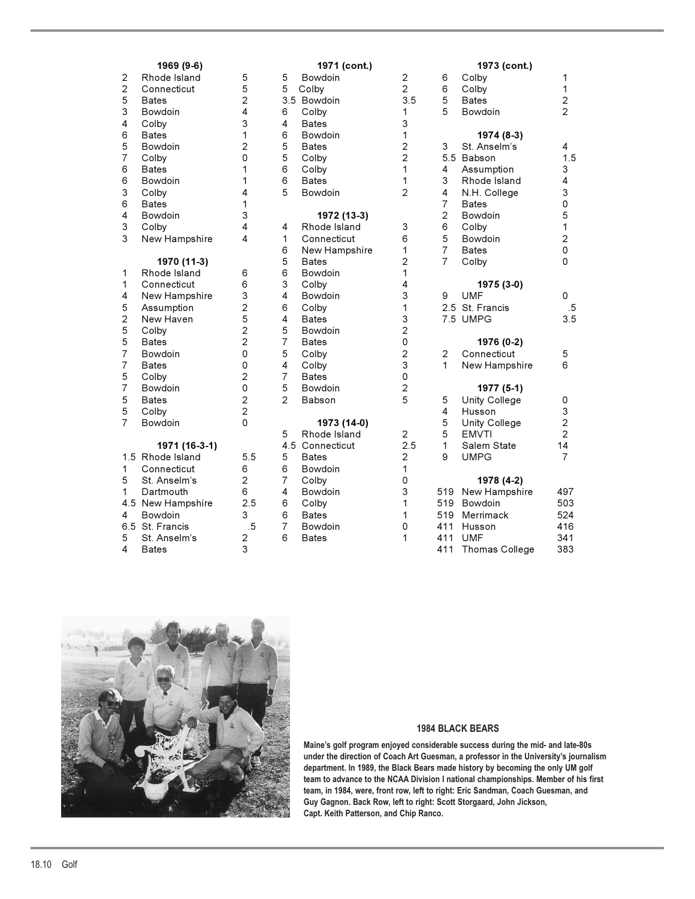### 1969 (9-6)

| | | |
|---|---|---|
| 2 | Rhode Island | 5 |
| 2 | Connecticut | 5 |
| 5 | Bates | 2 |
| 3 | Bowdoin | 4 |
| 4 | Colby | 3 |
| 6 | Bates | 1 |
| 5 | Bowdoin | 2 |
| 7 | Colby | 0 |
| 6 | Bates | 1 |
| 6 | Bowdoin | 1 |
| 3 | Colby | 4 |
| 6 | Bates | 1 |
| 4 | Bowdoin | 3 |
| 3 | Colby | 4 |
| 3 | New Hampshire | 4 |

### 1970 (11-3)

| | | |
|---|---|---|
| 1 | Rhode Island | 6 |
| 1 | Connecticut | 6 |
| 4 | New Hampshire | 3 |
| 5 | Assumption | 2 |
| 2 | New Haven | 5 |
| 5 | Colby | 2 |
| 5 | Bates | 2 |
| 7 | Bowdoin | 0 |
| 7 | Bates | 0 |
| 5 | Colby | 2 |
| 7 | Bowdoin | 0 |
| 5 | Bates | 2 |
| 5 | Colby | 2 |
| 7 | Bowdoin | 0 |

### 1971 (16-3-1)

| | | |
|---|---|---|
| 1.5 | Rhode Island | 5.5 |
| 1 | Connecticut | 6 |
| 5 | St. Anselm's | 2 |
| 1 | Dartmouth | 6 |
| 4.5 | New Hampshire | 2.5 |
| 4 | Bowdoin | 3 |
| 6.5 | St. Francis | .5 |
| 5 | St. Anselm's | 2 |
| 4 | Bates | 3 |

### 1971 (cont.)

| | | |
|---|---|---|
| 5 | Bowdoin | 2 |
| 5 | Colby | 2 |
| 3.5 | Bowdoin | 3.5 |
| 6 | Colby | 1 |
| 4 | Bates | 3 |
| 6 | Bowdoin | 1 |
| 5 | Bates | 2 |
| 5 | Colby | 2 |
| 6 | Colby | 1 |
| 6 | Bates | 1 |
| 5 | Bowdoin | 2 |

### 1972 (13-3)

| | | |
|---|---|---|
| 4 | Rhode Island | 3 |
| 1 | Connecticut | 6 |
| 6 | New Hampshire | 1 |
| 5 | Bates | 2 |
| 6 | Bowdoin | 1 |
| 3 | Colby | 4 |
| 4 | Bowdoin | 3 |
| 6 | Colby | 1 |
| 4 | Bates | 3 |
| 5 | Bowdoin | 2 |
| 7 | Bates | 0 |
| 5 | Colby | 2 |
| 4 | Colby | 3 |
| 7 | Bates | 0 |
| 5 | Bowdoin | 2 |
| 2 | Babson | 5 |

### 1973 (14-0)

| | | |
|---|---|---|
| 5 | Rhode Island | 2 |
| 4.5 | Connecticut | 2.5 |
| 5 | Bates | 2 |
| 6 | Bowdoin | 1 |
| 7 | Colby | 0 |
| 4 | Bowdoin | 3 |
| 6 | Colby | 1 |
| 6 | Bates | 1 |
| 7 | Bowdoin | 0 |
| 6 | Bates | 1 |

### 1973 (cont.)

| | | |
|---|---|---|
| 6 | Colby | 1 |
| 6 | Colby | 1 |
| 5 | Bates | 2 |
| 5 | Bowdoin | 2 |

### 1974 (8-3)

| | | |
|---|---|---|
| 3 | St. Anselm's | 4 |
| 5.5 | Babson | 1.5 |
| 4 | Assumption | 3 |
| 3 | Rhode Island | 4 |
| 4 | N.H. College | 3 |
| 7 | Bates | 0 |
| 2 | Bowdoin | 5 |
| 6 | Colby | 1 |
| 5 | Bowdoin | 2 |
| 7 | Bates | 0 |
| 7 | Colby | 0 |

### 1975 (3-0)

| | | |
|---|---|---|
| 9 | UMF | 0 |
| 2.5 | St. Francis | .5 |
| 7.5 | UMPG | 3.5 |

### 1976 (0-2)

| | | |
|---|---|---|
| 2 | Connecticut | 5 |
| 1 | New Hampshire | 6 |

### 1977 (5-1)

| | | |
|---|---|---|
| 5 | Unity College | 0 |
| 4 | Husson | 3 |
| 5 | Unity College | 2 |
| 5 | EMVTI | 2 |
| 1 | Salem State | 14 |
| 9 | UMPG | 7 |

### 1978 (4-2)

| | | |
|---|---|---|
| 519 | New Hampshire | 497 |
| 519 | Bowdoin | 503 |
| 519 | Merrimack | 524 |
| 411 | Husson | 416 |
| 411 | UMF | 341 |
| 411 | Thomas College | 383 |

**1984 BLACK BEARS**

**Maine's golf program enjoyed considerable success during the mid- and late-80s under the direction of Coach Art Guesman, a professor in the University's journalism department. In 1989, the Black Bears made history by becoming the only UM golf team to advance to the NCAA Division I national championships. Member of his first team, in 1984, were, front row, left to right: Eric Sandman, Coach Guesman, and Guy Gagnon. Back Row, left to right: Scott Storgaard, John Jickson, Capt. Keith Patterson, and Chip Ranco.**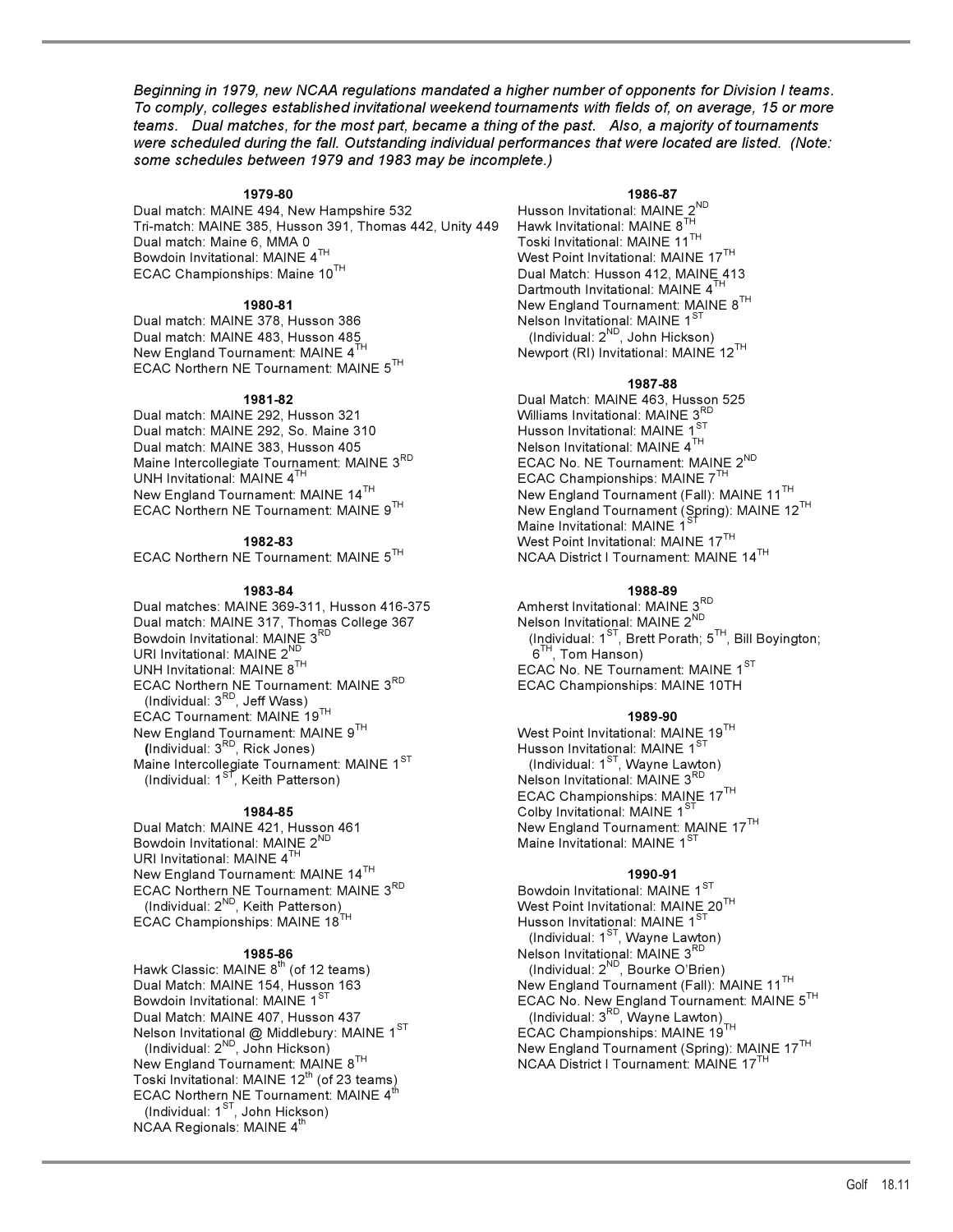*Beginning in 1979, new NCAA regulations mandated a higher number of opponents for Division I teams. To comply, colleges established invitational weekend tournaments with fields of, on average, 15 or more teams. Dual matches, for the most part, became a thing of the past. Also, a majority of tournaments were scheduled during the fall. Outstanding individual performances that were located are listed. (Note: some schedules between 1979 and 1983 may be incomplete.)*

**1979-80**

Dual match: MAINE 494, New Hampshire 532
Tri-match: MAINE 385, Husson 391, Thomas 442, Unity 449
Dual match: Maine 6, MMA 0
Bowdoin Invitational: MAINE 4TH
ECAC Championships: Maine 10TH

**1980-81**

Dual match: MAINE 378, Husson 386
Dual match: MAINE 483, Husson 485
New England Tournament: MAINE 4TH
ECAC Northern NE Tournament: MAINE 5TH

**1981-82**

Dual match: MAINE 292, Husson 321
Dual match: MAINE 292, So. Maine 310
Dual match: MAINE 383, Husson 405
Maine Intercollegiate Tournament: MAINE 3RD
UNH Invitational: MAINE 4TH
New England Tournament: MAINE 14TH
ECAC Northern NE Tournament: MAINE 9TH

**1982-83**

ECAC Northern NE Tournament: MAINE 5TH

**1983-84**

Dual matches: MAINE 369-311, Husson 416-375
Dual match: MAINE 317, Thomas College 367
Bowdoin Invitational: MAINE 3RD
URI Invitational: MAINE 2ND
UNH Invitational: MAINE 8TH
ECAC Northern NE Tournament: MAINE 3RD
(Individual: 3RD, Jeff Wass)
ECAC Tournament: MAINE 19TH
New England Tournament: MAINE 9TH
(Individual: 3RD, Rick Jones)
Maine Intercollegiate Tournament: MAINE 1ST
(Individual: 1ST, Keith Patterson)

**1984-85**

Dual Match: MAINE 421, Husson 461
Bowdoin Invitational: MAINE 2ND
URI Invitational: MAINE 4TH
New England Tournament: MAINE 14TH
ECAC Northern NE Tournament: MAINE 3RD
(Individual: 2ND, Keith Patterson)
ECAC Championships: MAINE 18TH

**1985-86**

Hawk Classic: MAINE 8th (of 12 teams)
Dual Match: MAINE 154, Husson 163
Bowdoin Invitational: MAINE 1ST
Dual Match: MAINE 407, Husson 437
Nelson Invitational @ Middlebury: MAINE 1ST
(Individual: 2ND, John Hickson)
New England Tournament: MAINE 8TH
Toski Invitational: MAINE 12th (of 23 teams)
ECAC Northern NE Tournament: MAINE 4th
(Individual: 1ST, John Hickson)
NCAA Regionals: MAINE 4th

**1986-87**

Husson Invitational: MAINE 2ND
Hawk Invitational: MAINE 8TH
Toski Invitational: MAINE 11TH
West Point Invitational: MAINE 17TH
Dual Match: Husson 412, MAINE 413
Dartmouth Invitational: MAINE 4TH
New England Tournament: MAINE 8TH
Nelson Invitational: MAINE 1ST
(Individual: 2ND, John Hickson)
Newport (RI) Invitational: MAINE 12TH

**1987-88**

Dual Match: MAINE 463, Husson 525
Williams Invitational: MAINE 3RD
Husson Invitational: MAINE 1ST
Nelson Invitational: MAINE 4TH
ECAC No. NE Tournament: MAINE 2ND
ECAC Championships: MAINE 7TH
New England Tournament (Fall): MAINE 11TH
New England Tournament (Spring): MAINE 12TH
Maine Invitational: MAINE 1ST
West Point Invitational: MAINE 17TH
NCAA District I Tournament: MAINE 14TH

**1988-89**

Amherst Invitational: MAINE 3RD
Nelson Invitational: MAINE 2ND
(Individual: 1ST, Brett Porath; 5TH, Bill Boyington; 6TH, Tom Hanson)
ECAC No. NE Tournament: MAINE 1ST
ECAC Championships: MAINE 10TH

**1989-90**

West Point Invitational: MAINE 19TH
Husson Invitational: MAINE 1ST
(Individual: 1ST, Wayne Lawton)
Nelson Invitational: MAINE 3RD
ECAC Championships: MAINE 17TH
Colby Invitational: MAINE 1ST
New England Tournament: MAINE 17TH
Maine Invitational: MAINE 1ST

**1990-91**

Bowdoin Invitational: MAINE 1ST
West Point Invitational: MAINE 20TH
Husson Invitational: MAINE 1ST
(Individual: 1ST, Wayne Lawton)
Nelson Invitational: MAINE 3RD
(Individual: 2ND, Bourke O'Brien)
New England Tournament (Fall): MAINE 11TH
ECAC No. New England Tournament: MAINE 5TH
(Individual: 3RD, Wayne Lawton)
ECAC Championships: MAINE 19TH
New England Tournament (Spring): MAINE 17TH
NCAA District I Tournament: MAINE 17TH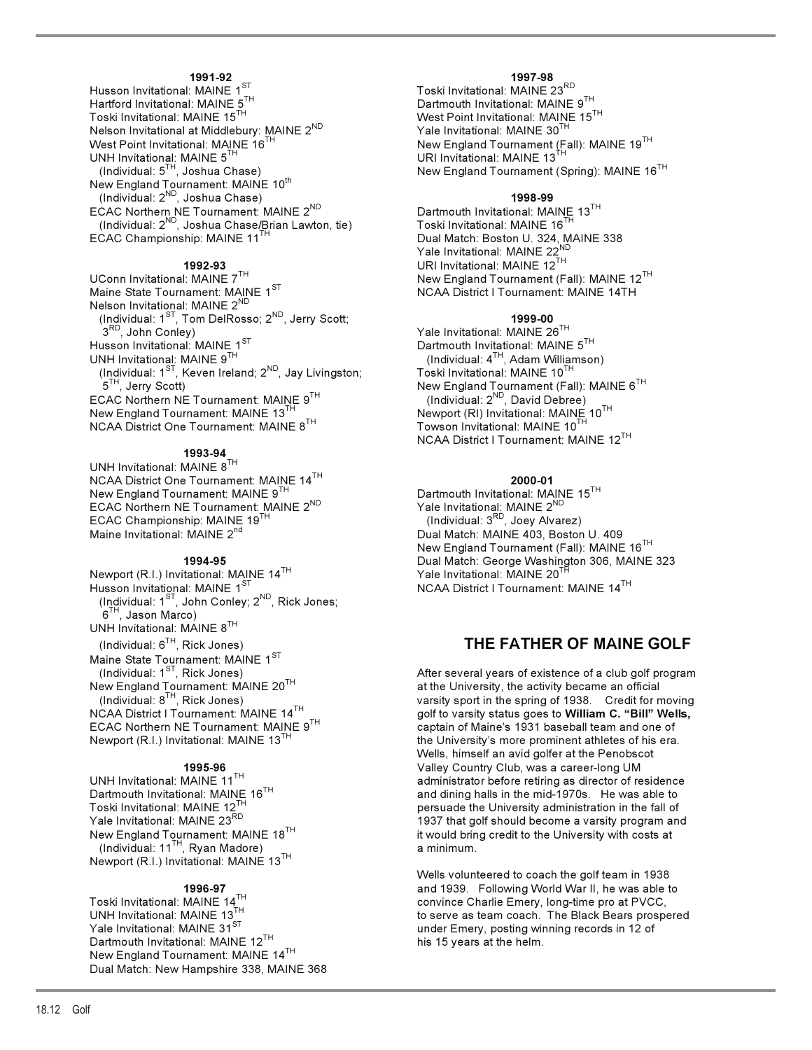**1991-92**

Husson Invitational: MAINE 1ST
Hartford Invitational: MAINE 5TH
Toski Invitational: MAINE 15TH
Nelson Invitational at Middlebury: MAINE 2ND
West Point Invitational: MAINE 16TH
UNH Invitational: MAINE 5TH
(Individual: 5TH, Joshua Chase)
New England Tournament: MAINE 10th
(Individual: 2ND, Joshua Chase)
ECAC Northern NE Tournament: MAINE 2ND
(Individual: 2ND, Joshua Chase/Brian Lawton, tie)
ECAC Championship: MAINE 11TH

**1992-93**

UConn Invitational: MAINE 7TH
Maine State Tournament: MAINE 1ST
Nelson Invitational: MAINE 2ND
(Individual: 1ST, Tom DelRosso; 2ND, Jerry Scott; 3RD, John Conley)
Husson Invitational: MAINE 1ST
UNH Invitational: MAINE 9TH
(Individual: 1ST, Keven Ireland; 2ND, Jay Livingston; 5TH, Jerry Scott)
ECAC Northern NE Tournament: MAINE 9TH
New England Tournament: MAINE 13TH
NCAA District One Tournament: MAINE 8TH

**1993-94**

UNH Invitational: MAINE 8TH
NCAA District One Tournament: MAINE 14TH
New England Tournament: MAINE 9TH
ECAC Northern NE Tournament: MAINE 2ND
ECAC Championship: MAINE 19TH
Maine Invitational: MAINE 2nd

**1994-95**

Newport (R.I.) Invitational: MAINE 14TH
Husson Invitational: MAINE 1ST
(Individual: 1ST, John Conley; 2ND, Rick Jones; 6TH, Jason Marco)
UNH Invitational: MAINE 8TH
(Individual: 6TH, Rick Jones)
Maine State Tournament: MAINE 1ST
(Individual: 1ST, Rick Jones)
New England Tournament: MAINE 20TH
(Individual: 8TH, Rick Jones)
NCAA District I Tournament: MAINE 14TH
ECAC Northern NE Tournament: MAINE 9TH
Newport (R.I.) Invitational: MAINE 13TH

**1995-96**

UNH Invitational: MAINE 11TH
Dartmouth Invitational: MAINE 16TH
Toski Invitational: MAINE 12TH
Yale Invitational: MAINE 23RD
New England Tournament: MAINE 18TH
(Individual: 11TH, Ryan Madore)
Newport (R.I.) Invitational: MAINE 13TH

**1996-97**

Toski Invitational: MAINE 14TH
UNH Invitational: MAINE 13TH
Yale Invitational: MAINE 31ST
Dartmouth Invitational: MAINE 12TH
New England Tournament: MAINE 14TH
Dual Match: New Hampshire 338, MAINE 368

**1997-98**

Toski Invitational: MAINE 23RD
Dartmouth Invitational: MAINE 9TH
West Point Invitational: MAINE 15TH
Yale Invitational: MAINE 30TH
New England Tournament (Fall): MAINE 19TH
URI Invitational: MAINE 13TH
New England Tournament (Spring): MAINE 16TH

**1998-99**

Dartmouth Invitational: MAINE 13TH
Toski Invitational: MAINE 16TH
Dual Match: Boston U. 324, MAINE 338
Yale Invitational: MAINE 22ND
URI Invitational: MAINE 12TH
New England Tournament (Fall): MAINE 12TH
NCAA District I Tournament: MAINE 14TH

**1999-00**

Yale Invitational: MAINE 26TH
Dartmouth Invitational: MAINE 5TH
(Individual: 4TH, Adam Williamson)
Toski Invitational: MAINE 10TH
New England Tournament (Fall): MAINE 6TH
(Individual: 2ND, David Debree)
Newport (RI) Invitational: MAINE 10TH
Towson Invitational: MAINE 10TH
NCAA District I Tournament: MAINE 12TH

**2000-01**

Dartmouth Invitational: MAINE 15TH
Yale Invitational: MAINE 2ND
(Individual: 3RD, Joey Alvarez)
Dual Match: MAINE 403, Boston U. 409
New England Tournament (Fall): MAINE 16TH
Dual Match: George Washington 306, MAINE 323
Yale Invitational: MAINE 20TH
NCAA District I Tournament: MAINE 14TH

## THE FATHER OF MAINE GOLF

After several years of existence of a club golf program at the University, the activity became an official varsity sport in the spring of 1938. Credit for moving golf to varsity status goes to **William C. "Bill" Wells,** captain of Maine's 1931 baseball team and one of the University's more prominent athletes of his era. Wells, himself an avid golfer at the Penobscot Valley Country Club, was a career-long UM administrator before retiring as director of residence and dining halls in the mid-1970s. He was able to persuade the University administration in the fall of 1937 that golf should become a varsity program and it would bring credit to the University with costs at a minimum.

Wells volunteered to coach the golf team in 1938 and 1939. Following World War II, he was able to convince Charlie Emery, long-time pro at PVCC, to serve as team coach. The Black Bears prospered under Emery, posting winning records in 12 of his 15 years at the helm.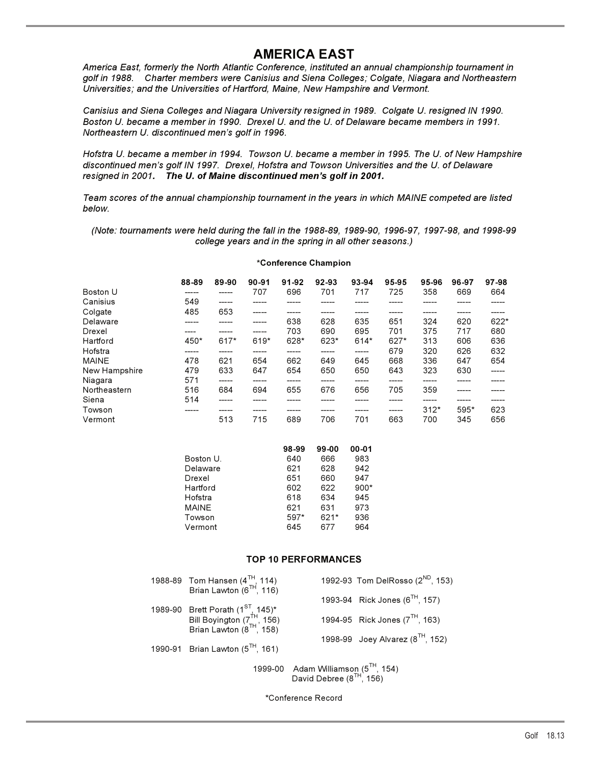# AMERICA EAST

*America East, formerly the North Atlantic Conference, instituted an annual championship tournament in golf in 1988. Charter members were Canisius and Siena Colleges; Colgate, Niagara and Northeastern Universities; and the Universities of Hartford, Maine, New Hampshire and Vermont.*

*Canisius and Siena Colleges and Niagara University resigned in 1989. Colgate U. resigned IN 1990. Boston U. became a member in 1990. Drexel U. and the U. of Delaware became members in 1991. Northeastern U. discontinued men's golf in 1996.*

*Hofstra U. became a member in 1994. Towson U. became a member in 1995. The U. of New Hampshire discontinued men's golf IN 1997. Drexel, Hofstra and Towson Universities and the U. of Delaware resigned in 2001.* ***The U. of Maine discontinued men's golf in 2001.***

*Team scores of the annual championship tournament in the years in which MAINE competed are listed below.*

*(Note: tournaments were held during the fall in the 1988-89, 1989-90, 1996-97, 1997-98, and 1998-99 college years and in the spring in all other seasons.)*

**\*Conference Champion**

| | 88-89 | 89-90 | 90-91 | 91-92 | 92-93 | 93-94 | 95-95 | 95-96 | 96-97 | 97-98 |
|---|---|---|---|---|---|---|---|---|---|---|
| Boston U | ----- | ----- | 707 | 696 | 701 | 717 | 725 | 358 | 669 | 664 |
| Canisius | 549 | ----- | ----- | ----- | ----- | ----- | ----- | ----- | ----- | ----- |
| Colgate | 485 | 653 | ----- | ----- | ----- | ----- | ----- | ----- | ----- | ----- |
| Delaware | ----- | ----- | ----- | 638 | 628 | 635 | 651 | 324 | 620 | 622* |
| Drexel | ---- | ----- | ----- | 703 | 690 | 695 | 701 | 375 | 717 | 680 |
| Hartford | 450* | 617* | 619* | 628* | 623* | 614* | 627* | 313 | 606 | 636 |
| Hofstra | ----- | ----- | ----- | ----- | ----- | ----- | 679 | 320 | 626 | 632 |
| MAINE | 478 | 621 | 654 | 662 | 649 | 645 | 668 | 336 | 647 | 654 |
| New Hampshire | 479 | 633 | 647 | 654 | 650 | 650 | 643 | 323 | 630 | ----- |
| Niagara | 571 | ----- | ----- | ----- | ----- | ----- | ----- | ----- | ----- | ----- |
| Northeastern | 516 | 684 | 694 | 655 | 676 | 656 | 705 | 359 | ----- | ----- |
| Siena | 514 | ----- | ----- | ----- | ----- | ----- | ----- | ----- | ----- | ----- |
| Towson | ----- | ----- | ----- | ----- | ----- | ----- | ----- | 312* | 595* | 623 |
| Vermont | | 513 | 715 | 689 | 706 | 701 | 663 | 700 | 345 | 656 |

| | 98-99 | 99-00 | 00-01 |
|---|---|---|---|
| Boston U. | 640 | 666 | 983 |
| Delaware | 621 | 628 | 942 |
| Drexel | 651 | 660 | 947 |
| Hartford | 602 | 622 | 900* |
| Hofstra | 618 | 634 | 945 |
| MAINE | 621 | 631 | 973 |
| Towson | 597* | 621* | 936 |
| Vermont | 645 | 677 | 964 |

## TOP 10 PERFORMANCES

1988-89 Tom Hansen (4TH, 114)
Brian Lawton (6TH, 116)

1989-90 Brett Porath (1ST, 145)*
Bill Boyington (7TH, 156)
Brian Lawton (8TH, 158)

1990-91 Brian Lawton (5TH, 161)

1992-93 Tom DelRosso (2ND, 153)

1993-94 Rick Jones (6TH, 157)

1994-95 Rick Jones (7TH, 163)

1998-99 Joey Alvarez (8TH, 152)

1999-00 Adam Williamson (5TH, 154)
David Debree (8TH, 156)

*Conference Record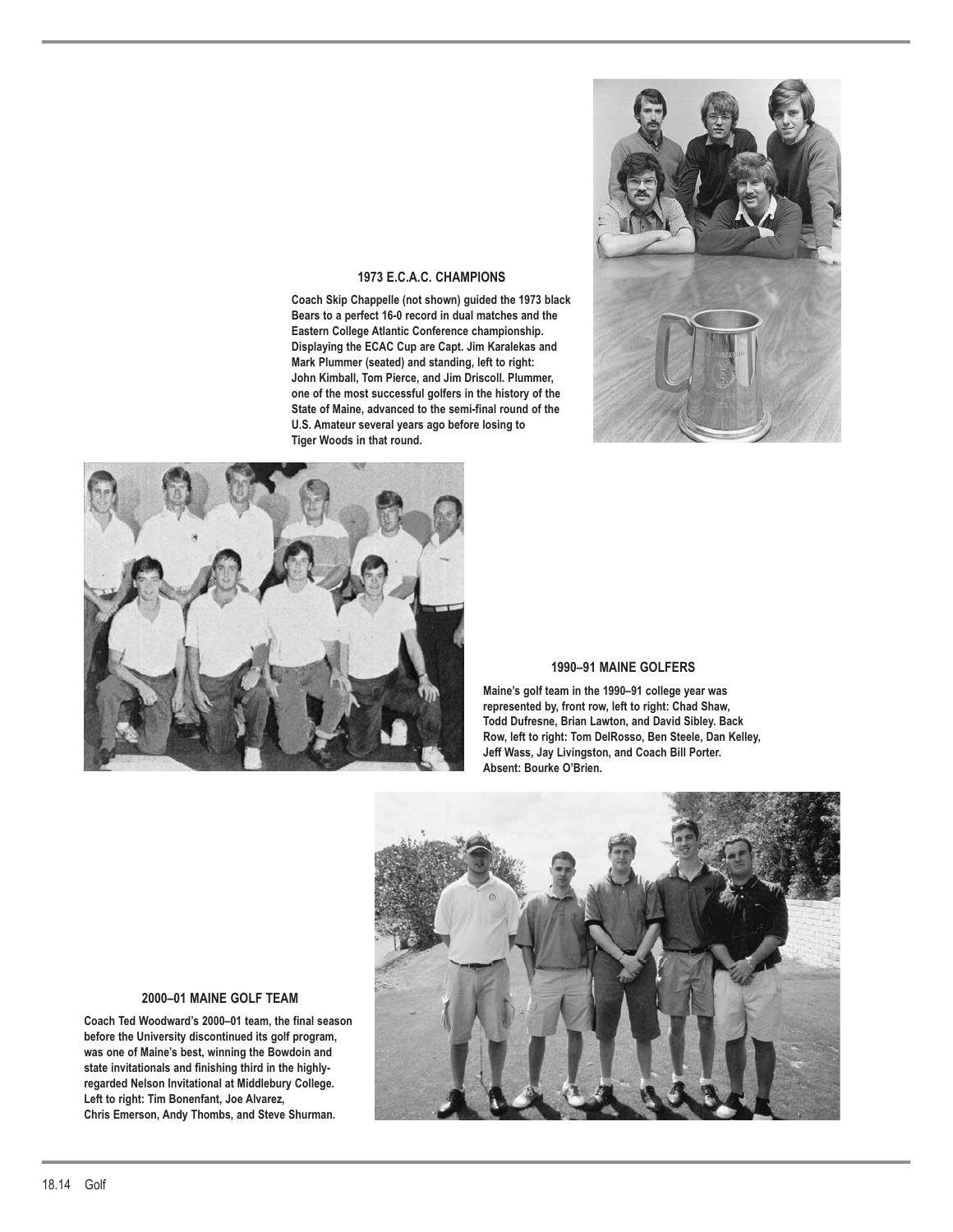### 1973 E.C.A.C. CHAMPIONS

**Coach Skip Chappelle (not shown) guided the 1973 black Bears to a perfect 16-0 record in dual matches and the Eastern College Atlantic Conference championship. Displaying the ECAC Cup are Capt. Jim Karalekas and Mark Plummer (seated) and standing, left to right: John Kimball, Tom Pierce, and Jim Driscoll. Plummer, one of the most successful golfers in the history of the State of Maine, advanced to the semi-final round of the U.S. Amateur several years ago before losing to Tiger Woods in that round.**

### 1990–91 MAINE GOLFERS

**Maine's golf team in the 1990–91 college year was represented by, front row, left to right: Chad Shaw, Todd Dufresne, Brian Lawton, and David Sibley. Back Row, left to right: Tom DelRosso, Ben Steele, Dan Kelley, Jeff Wass, Jay Livingston, and Coach Bill Porter. Absent: Bourke O'Brien.**

### 2000–01 MAINE GOLF TEAM

**Coach Ted Woodward's 2000–01 team, the final season before the University discontinued its golf program, was one of Maine's best, winning the Bowdoin and state invitationals and finishing third in the highly-regarded Nelson Invitational at Middlebury College. Left to right: Tim Bonenfant, Joe Alvarez, Chris Emerson, Andy Thombs, and Steve Shurman.**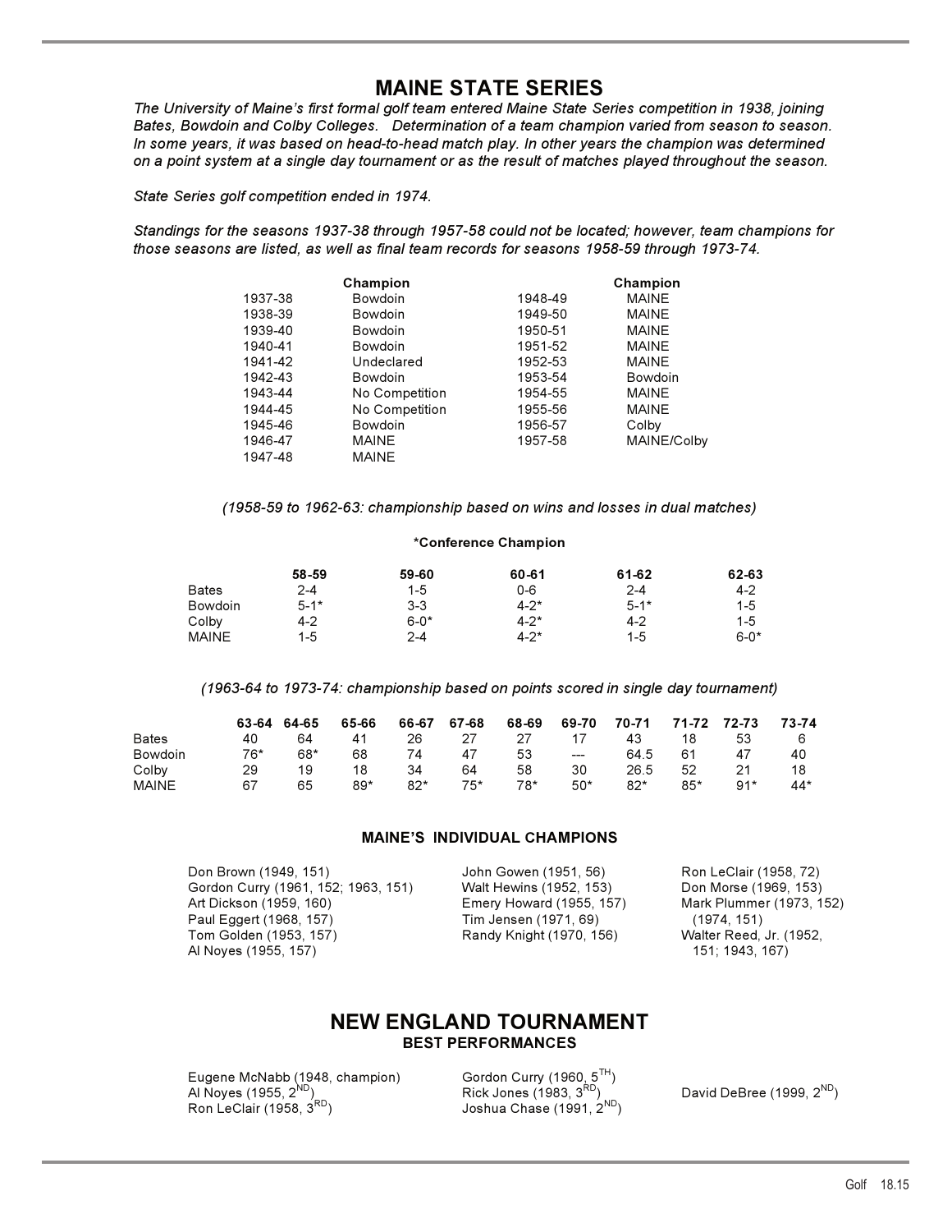# MAINE STATE SERIES

*The University of Maine's first formal golf team entered Maine State Series competition in 1938, joining Bates, Bowdoin and Colby Colleges. Determination of a team champion varied from season to season. In some years, it was based on head-to-head match play. In other years the champion was determined on a point system at a single day tournament or as the result of matches played throughout the season.*

*State Series golf competition ended in 1974.*

*Standings for the seasons 1937-38 through 1957-58 could not be located; however, team champions for those seasons are listed, as well as final team records for seasons 1958-59 through 1973-74.*

| | Champion | | Champion |
|---|---|---|---|
| 1937-38 | Bowdoin | 1948-49 | MAINE |
| 1938-39 | Bowdoin | 1949-50 | MAINE |
| 1939-40 | Bowdoin | 1950-51 | MAINE |
| 1940-41 | Bowdoin | 1951-52 | MAINE |
| 1941-42 | Undeclared | 1952-53 | MAINE |
| 1942-43 | Bowdoin | 1953-54 | Bowdoin |
| 1943-44 | No Competition | 1954-55 | MAINE |
| 1944-45 | No Competition | 1955-56 | MAINE |
| 1945-46 | Bowdoin | 1956-57 | Colby |
| 1946-47 | MAINE | 1957-58 | MAINE/Colby |
| 1947-48 | MAINE | | |

*(1958-59 to 1962-63: championship based on wins and losses in dual matches)*

**\*Conference Champion**

| | 58-59 | 59-60 | 60-61 | 61-62 | 62-63 |
|---|---|---|---|---|---|
| Bates | 2-4 | 1-5 | 0-6 | 2-4 | 4-2 |
| Bowdoin | 5-1* | 3-3 | 4-2* | 5-1* | 1-5 |
| Colby | 4-2 | 6-0* | 4-2* | 4-2 | 1-5 |
| MAINE | 1-5 | 2-4 | 4-2* | 1-5 | 6-0* |

*(1963-64 to 1973-74: championship based on points scored in single day tournament)*

| | 63-64 | 64-65 | 65-66 | 66-67 | 67-68 | 68-69 | 69-70 | 70-71 | 71-72 | 72-73 | 73-74 |
|---|---|---|---|---|---|---|---|---|---|---|---|
| Bates | 40 | 64 | 41 | 26 | 27 | 27 | 17 | 43 | 18 | 53 | 6 |
| Bowdoin | 76* | 68* | 68 | 74 | 47 | 53 | --- | 64.5 | 61 | 47 | 40 |
| Colby | 29 | 19 | 18 | 34 | 64 | 58 | 30 | 26.5 | 52 | 21 | 18 |
| MAINE | 67 | 65 | 89* | 82* | 75* | 78* | 50* | 82* | 85* | 91* | 44* |

### MAINE'S INDIVIDUAL CHAMPIONS

- Don Brown (1949, 151)
- Gordon Curry (1961, 152; 1963, 151)
- Art Dickson (1959, 160)
- Paul Eggert (1968, 157)
- Tom Golden (1953, 157)
- Al Noyes (1955, 157)
- John Gowen (1951, 56)
- Walt Hewins (1952, 153)
- Emery Howard (1955, 157)
- Tim Jensen (1971, 69)
- Randy Knight (1970, 156)
- Ron LeClair (1958, 72)
- Don Morse (1969, 153)
- Mark Plummer (1973, 152) (1974, 151)
- Walter Reed, Jr. (1952, 151; 1943, 167)

# NEW ENGLAND TOURNAMENT

## BEST PERFORMANCES

- Eugene McNabb (1948, champion)
- Al Noyes (1955, 2ND)
- Ron LeClair (1958, 3RD)
- Gordon Curry (1960, 5TH)
- Rick Jones (1983, 3RD)
- Joshua Chase (1991, 2ND)
- David DeBree (1999, 2ND)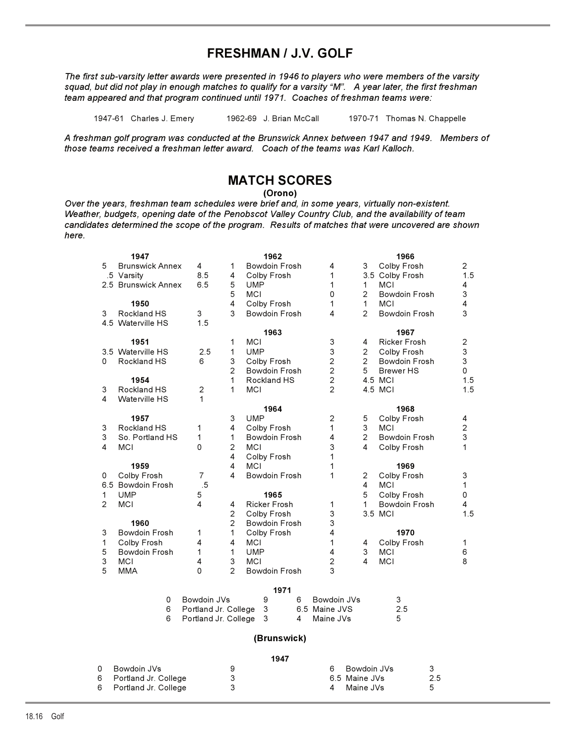# FRESHMAN / J.V. GOLF

*The first sub-varsity letter awards were presented in 1946 to players who were members of the varsity squad, but did not play in enough matches to qualify for a varsity "M". A year later, the first freshman team appeared and that program continued until 1971. Coaches of freshman teams were:*

1947-61 Charles J. Emery   1962-69 J. Brian McCall   1970-71 Thomas N. Chappelle

*A freshman golf program was conducted at the Brunswick Annex between 1947 and 1949. Members of those teams received a freshman letter award. Coach of the teams was Karl Kalloch.*

# MATCH SCORES

**(Orono)**

*Over the years, freshman team schedules were brief and, in some years, virtually non-existent. Weather, budgets, opening date of the Penobscot Valley Country Club, and the availability of team candidates determined the scope of the program. Results of matches that were uncovered are shown here.*

**1947**

| | | |
|---|---|---|
| 5 | Brunswick Annex | 4 |
| .5 | Varsity | 8.5 |
| 2.5 | Brunswick Annex | 6.5 |

**1950**

| | | |
|---|---|---|
| 3 | Rockland HS | 3 |
| 4.5 | Waterville HS | 1.5 |

**1951**

| | | |
|---|---|---|
| 3.5 | Waterville HS | 2.5 |
| 0 | Rockland HS | 6 |

**1954**

| | | |
|---|---|---|
| 3 | Rockland HS | 2 |
| 4 | Waterville HS | 1 |

**1957**

| | | |
|---|---|---|
| 3 | Rockland HS | 1 |
| 3 | So. Portland HS | 1 |
| 4 | MCI | 0 |

**1959**

| | | |
|---|---|---|
| 0 | Colby Frosh | 7 |
| 6.5 | Bowdoin Frosh | .5 |
| 1 | UMP | 5 |
| 2 | MCI | 4 |

**1960**

| | | |
|---|---|---|
| 3 | Bowdoin Frosh | 1 |
| 1 | Colby Frosh | 4 |
| 5 | Bowdoin Frosh | 1 |
| 3 | MCI | 4 |
| 5 | MMA | 0 |

**1962**

| | | |
|---|---|---|
| 1 | Bowdoin Frosh | 4 |
| 4 | Colby Frosh | 1 |
| 5 | UMP | 1 |
| 5 | MCI | 0 |
| 4 | Colby Frosh | 1 |
| 3 | Bowdoin Frosh | 4 |

**1963**

| | | |
|---|---|---|
| 1 | MCI | 3 |
| 1 | UMP | 3 |
| 3 | Colby Frosh | 2 |
| 2 | Bowdoin Frosh | 2 |
| 1 | Rockland HS | 2 |
| 1 | MCI | 2 |

**1964**

| | | |
|---|---|---|
| 3 | UMP | 2 |
| 4 | Colby Frosh | 1 |
| 1 | Bowdoin Frosh | 4 |
| 2 | MCI | 3 |
| 4 | Colby Frosh | 1 |
| 4 | MCI | 1 |
| 4 | Bowdoin Frosh | 1 |

**1965**

| | | |
|---|---|---|
| 4 | Ricker Frosh | 1 |
| 2 | Colby Frosh | 3 |
| 2 | Bowdoin Frosh | 3 |
| 1 | Colby Frosh | 4 |
| 4 | MCI | 1 |
| 1 | UMP | 4 |
| 3 | MCI | 2 |
| 2 | Bowdoin Frosh | 3 |

**1966**

| | | |
|---|---|---|
| 3 | Colby Frosh | 2 |
| 3.5 | Colby Frosh | 1.5 |
| 1 | MCI | 4 |
| 2 | Bowdoin Frosh | 3 |
| 1 | MCI | 4 |
| 2 | Bowdoin Frosh | 3 |

**1967**

| | | |
|---|---|---|
| 4 | Ricker Frosh | 2 |
| 2 | Colby Frosh | 3 |
| 2 | Bowdoin Frosh | 3 |
| 5 | Brewer HS | 0 |
| 4.5 | MCI | 1.5 |
| 4.5 | MCI | 1.5 |

**1968**

| | | |
|---|---|---|
| 5 | Colby Frosh | 4 |
| 3 | MCI | 2 |
| 2 | Bowdoin Frosh | 3 |
| 4 | Colby Frosh | 1 |

**1969**

| | | |
|---|---|---|
| 2 | Colby Frosh | 3 |
| 4 | MCI | 1 |
| 5 | Colby Frosh | 0 |
| 1 | Bowdoin Frosh | 4 |
| 3.5 | MCI | 1.5 |

**1970**

| | | |
|---|---|---|
| 4 | Colby Frosh | 1 |
| 3 | MCI | 6 |
| 4 | MCI | 8 |

**1971**

| | | |
|---|---|---|
| 0 | Bowdoin JVs | 9 |
| 6 | Portland Jr. College | 3 |
| 6 | Portland Jr. College | 3 |
| 6 | Bowdoin JVs | 3 |
| 6.5 | Maine JVS | 2.5 |
| 4 | Maine JVs | 5 |

**(Brunswick)**

**1947**

| | | |
|---|---|---|
| 0 | Bowdoin JVs | 9 |
| 6 | Portland Jr. College | 3 |
| 6 | Portland Jr. College | 3 |
| 6 | Bowdoin JVs | 3 |
| 6.5 | Maine JVs | 2.5 |
| 4 | Maine JVs | 5 |